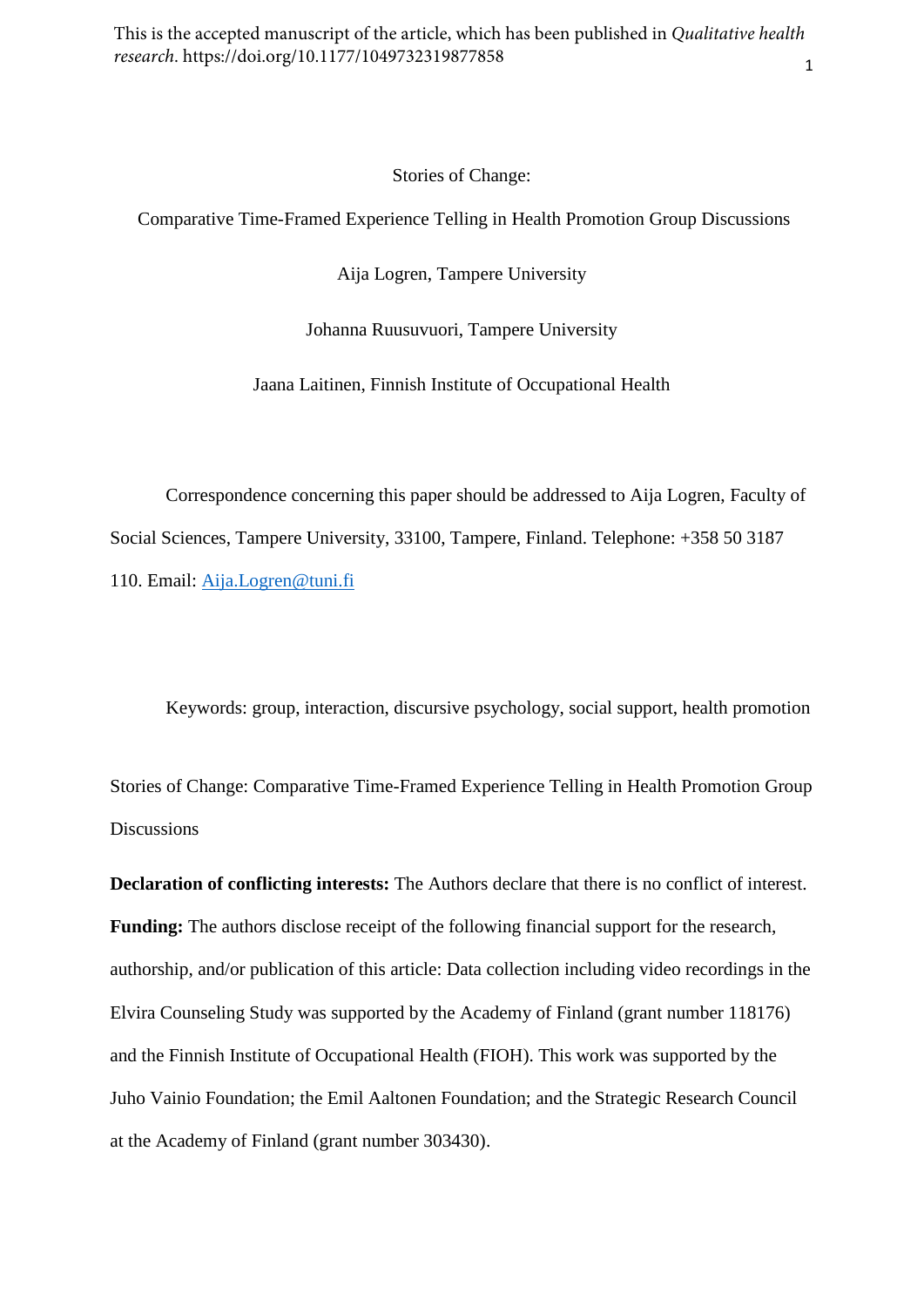This is the accepted manuscript of the article, which has been published in *Qualitative health research*. https://doi.org/10.1177/1049732319877858

# Stories of Change:

## Comparative Time-Framed Experience Telling in Health Promotion Group Discussions

Aija Logren, Tampere University

Johanna Ruusuvuori, Tampere University

Jaana Laitinen, Finnish Institute of Occupational Health

Correspondence concerning this paper should be addressed to Aija Logren, Faculty of Social Sciences, Tampere University, 33100, Tampere, Finland. Telephone: +358 50 3187 110. Email: Aija.Logren@tuni.fi

Keywords: group, interaction, discursive psychology, social support, health promotion

Stories of Change: Comparative Time-Framed Experience Telling in Health Promotion Group Discussions

**Declaration of conflicting interests:** The Authors declare that there is no conflict of interest.

**Funding:** The authors disclose receipt of the following financial support for the research, authorship, and/or publication of this article: Data collection including video recordings in the Elvira Counseling Study was supported by the Academy of Finland (grant number 118176) and the Finnish Institute of Occupational Health (FIOH). This work was supported by the Juho Vainio Foundation; the Emil Aaltonen Foundation; and the Strategic Research Council at the Academy of Finland (grant number 303430).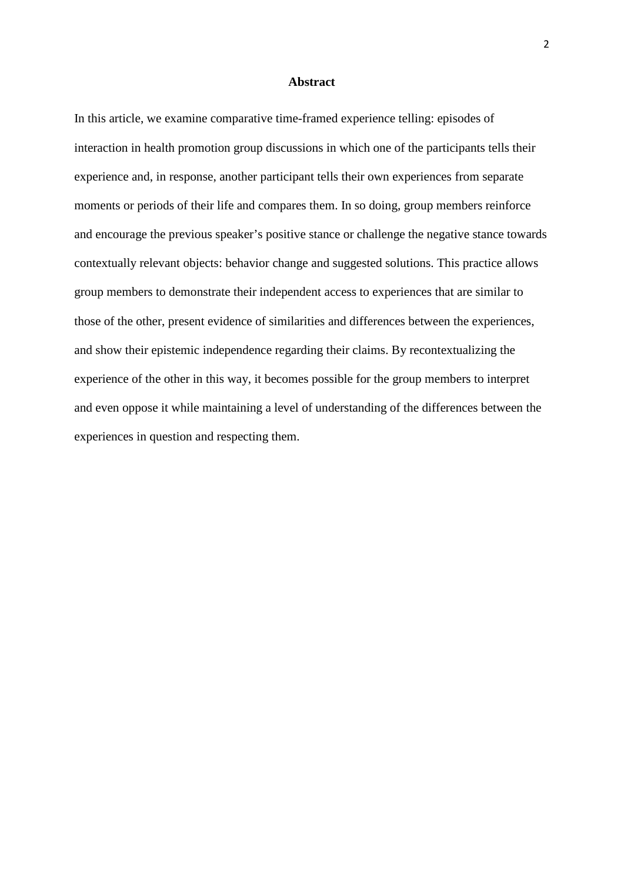# Abstract

In this article, we examine comparative time-framed experience telling: episodes of interaction in health promotion group discussions in which one of the participants tells their experience and, in response, another participant tells their own experiences from separate moments or periods of their life and compares them. In so doing, group members reinforce and encourage the previous speaker's positive stance or challenge the negative stance towards contextually relevant objects: behavior change and suggested solutions. This practice allows group members to demonstrate their independent access to experiences that are similar to those of the other, present evidence of similarities and differences between the experiences, and show their epistemic independence regarding their claims. By recontextualizing the experience of the other in this way, it becomes possible for the group members to interpret and even oppose it while maintaining a level of understanding of the differences between the experiences in question and respecting them.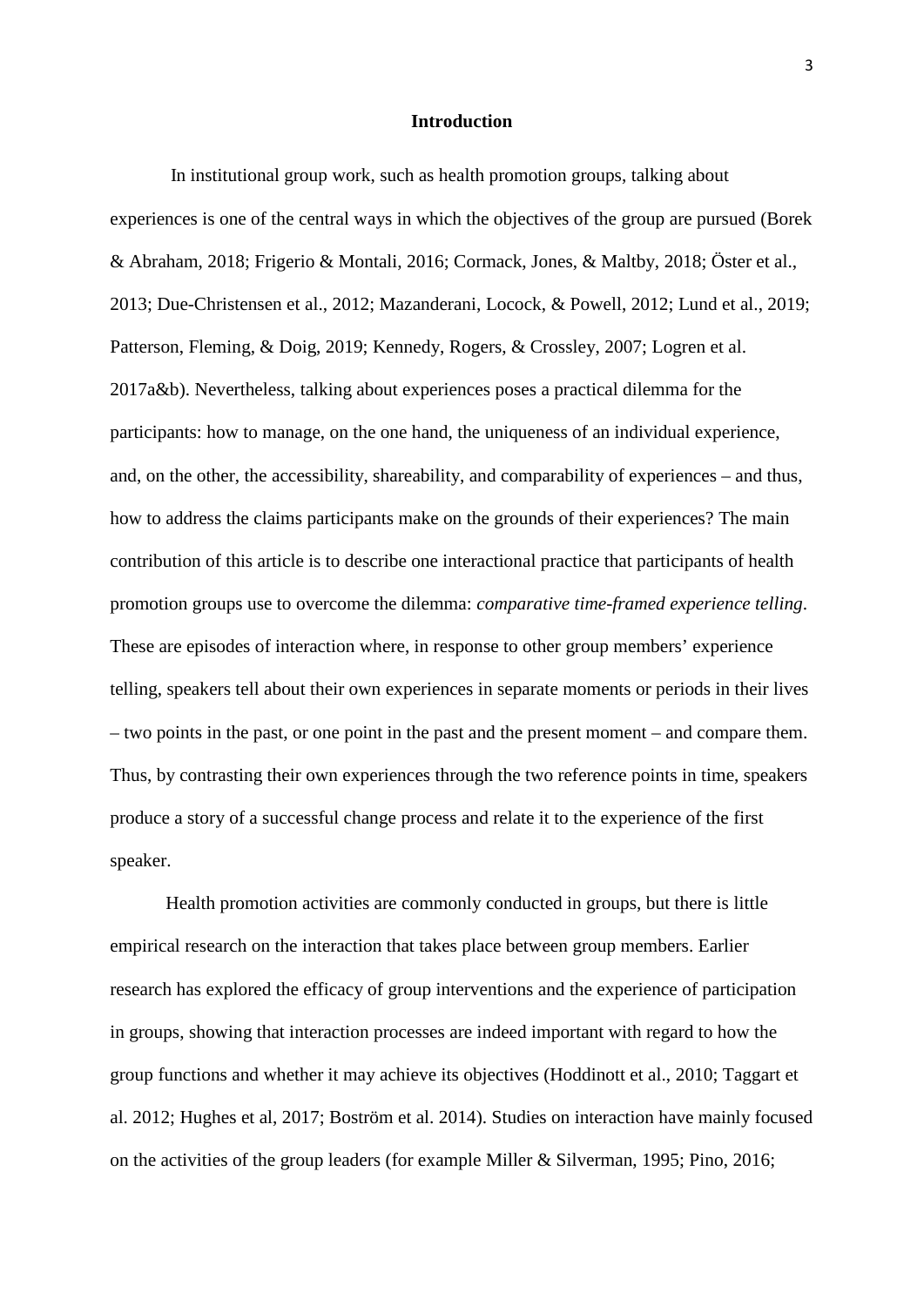## Introduction

In institutional group work, such as health promotion groups, talking about experiences is one of the central ways in which the objectives of the group are pursued (Borek & Abraham, 2018; Frigerio & Montali, 2016; Cormack, Jones, & Maltby, 2018; Öster et al., 2013; Due-Christensen et al., 2012; Mazanderani, Locock, & Powell, 2012; Lund et al., 2019; Patterson, Fleming, & Doig, 2019; Kennedy, Rogers, & Crossley, 2007; Logren et al. 2017a&b). Nevertheless, talking about experiences poses a practical dilemma for the participants: how to manage, on the one hand, the uniqueness of an individual experience, and, on the other, the accessibility, shareability, and comparability of experiences – and thus, how to address the claims participants make on the grounds of their experiences? The main contribution of this article is to describe one interactional practice that participants of health promotion groups use to overcome the dilemma: *comparative time-framed experience telling*. These are episodes of interaction where, in response to other group members' experience telling, speakers tell about their own experiences in separate moments or periods in their lives – two points in the past, or one point in the past and the present moment – and compare them. Thus, by contrasting their own experiences through the two reference points in time, speakers produce a story of a successful change process and relate it to the experience of the first speaker.

Health promotion activities are commonly conducted in groups, but there is little empirical research on the interaction that takes place between group members. Earlier research has explored the efficacy of group interventions and the experience of participation in groups, showing that interaction processes are indeed important with regard to how the group functions and whether it may achieve its objectives (Hoddinott et al., 2010; Taggart et al. 2012; Hughes et al, 2017; Boström et al. 2014). Studies on interaction have mainly focused on the activities of the group leaders (for example Miller & Silverman, 1995; Pino, 2016;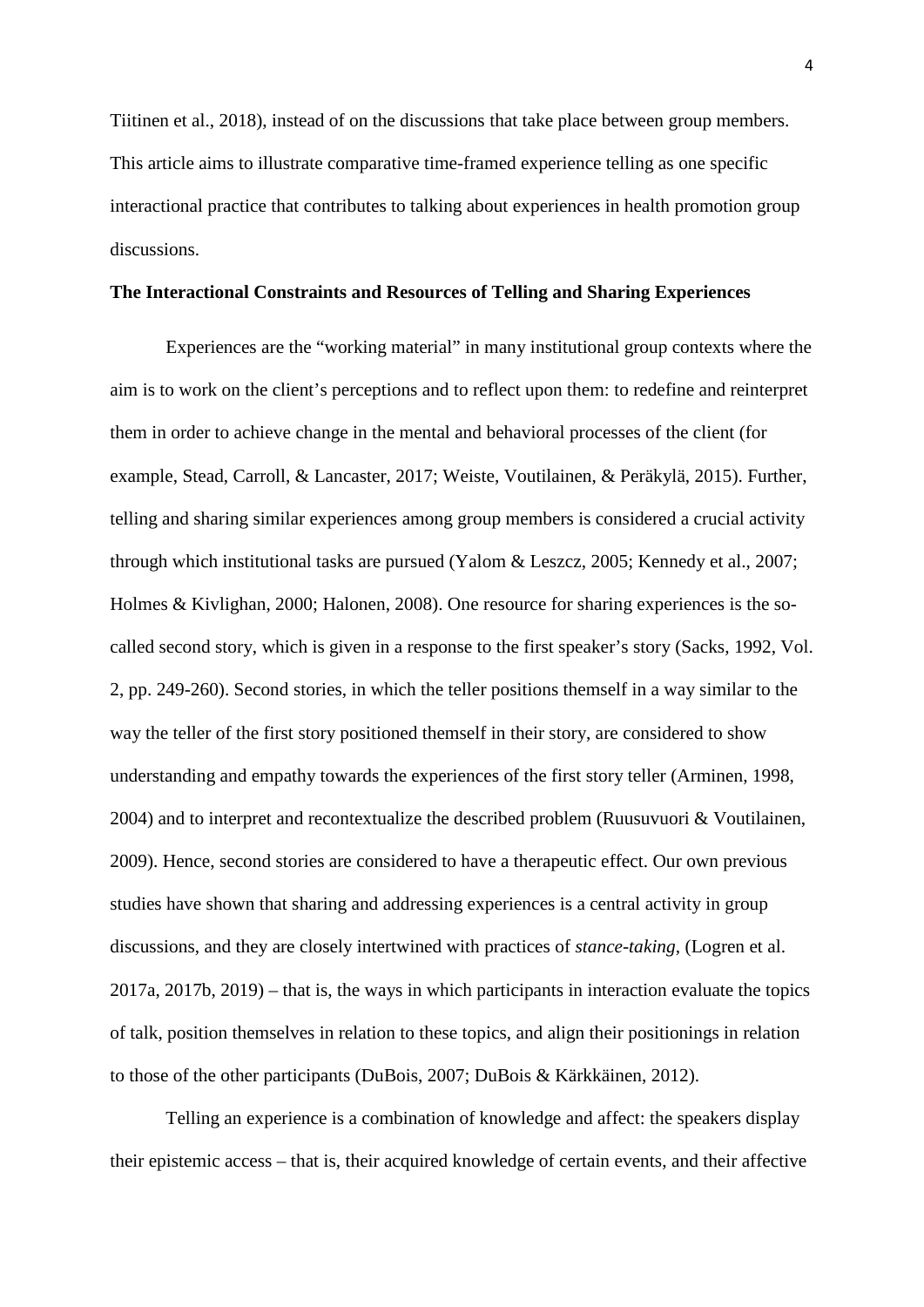Tiitinen et al., 2018), instead of on the discussions that take place between group members. This article aims to illustrate comparative time-framed experience telling as one specific interactional practice that contributes to talking about experiences in health promotion group discussions.

## The Interactional Constraints and Resources of Telling and Sharing Experiences

Experiences are the "working material" in many institutional group contexts where the aim is to work on the client's perceptions and to reflect upon them: to redefine and reinterpret them in order to achieve change in the mental and behavioral processes of the client (for example, Stead, Carroll, & Lancaster, 2017; Weiste, Voutilainen, & Peräkylä, 2015). Further, telling and sharing similar experiences among group members is considered a crucial activity through which institutional tasks are pursued (Yalom & Leszcz, 2005; Kennedy et al., 2007; Holmes & Kivlighan, 2000; Halonen, 2008). One resource for sharing experiences is the so-called second story, which is given in a response to the first speaker's story (Sacks, 1992, Vol. 2, pp. 249-260). Second stories, in which the teller positions themself in a way similar to the way the teller of the first story positioned themself in their story, are considered to show understanding and empathy towards the experiences of the first story teller (Arminen, 1998, 2004) and to interpret and recontextualize the described problem (Ruusuvuori & Voutilainen, 2009). Hence, second stories are considered to have a therapeutic effect. Our own previous studies have shown that sharing and addressing experiences is a central activity in group discussions, and they are closely intertwined with practices of *stance-taking*, (Logren et al. 2017a, 2017b, 2019) – that is, the ways in which participants in interaction evaluate the topics of talk, position themselves in relation to these topics, and align their positionings in relation to those of the other participants (DuBois, 2007; DuBois & Kärkkäinen, 2012).

Telling an experience is a combination of knowledge and affect: the speakers display their epistemic access – that is, their acquired knowledge of certain events, and their affective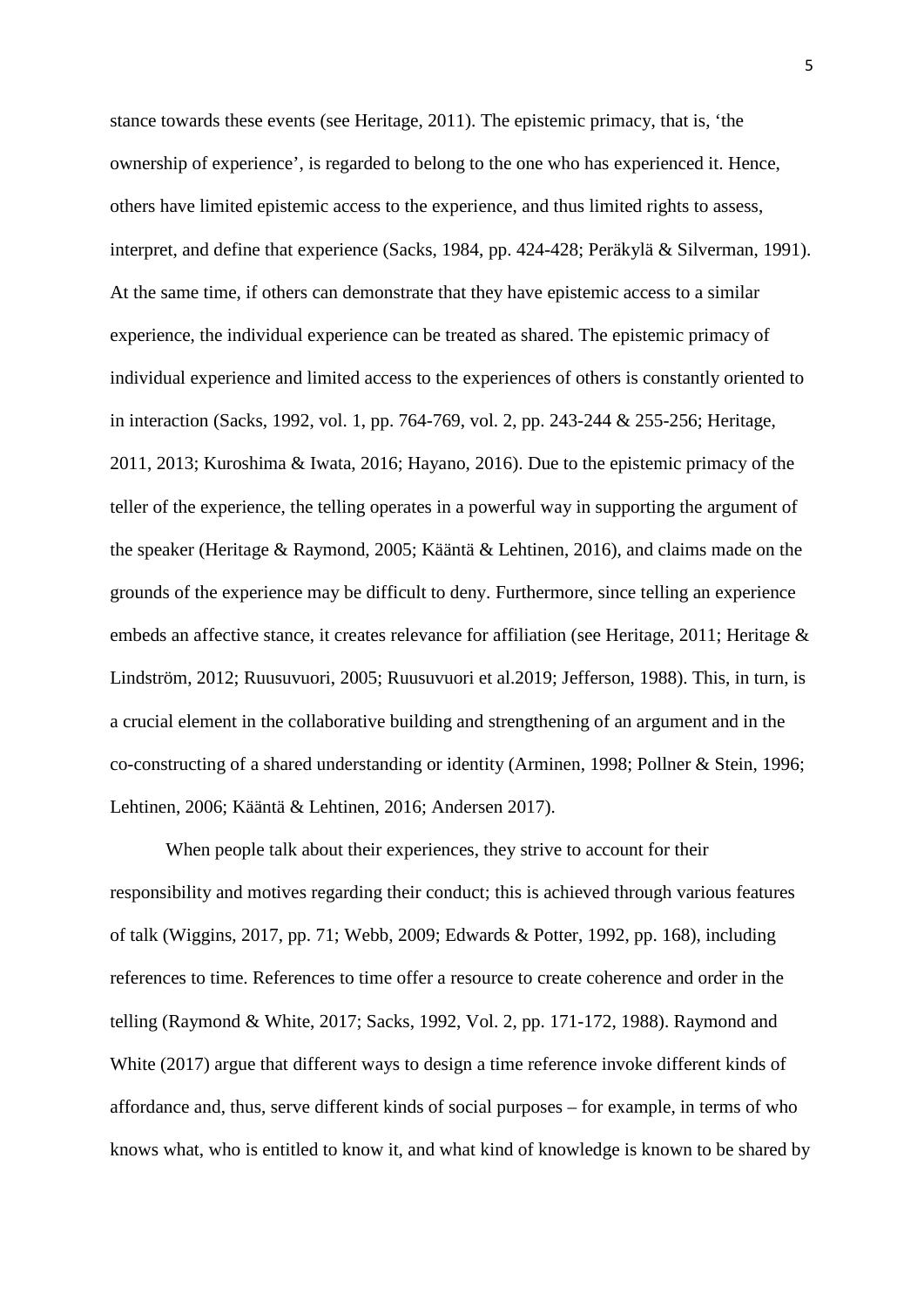stance towards these events (see Heritage, 2011). The epistemic primacy, that is, 'the ownership of experience', is regarded to belong to the one who has experienced it. Hence, others have limited epistemic access to the experience, and thus limited rights to assess, interpret, and define that experience (Sacks, 1984, pp. 424-428; Peräkylä & Silverman, 1991). At the same time, if others can demonstrate that they have epistemic access to a similar experience, the individual experience can be treated as shared. The epistemic primacy of individual experience and limited access to the experiences of others is constantly oriented to in interaction (Sacks, 1992, vol. 1, pp. 764-769, vol. 2, pp. 243-244 & 255-256; Heritage, 2011, 2013; Kuroshima & Iwata, 2016; Hayano, 2016). Due to the epistemic primacy of the teller of the experience, the telling operates in a powerful way in supporting the argument of the speaker (Heritage & Raymond, 2005; Kääntä & Lehtinen, 2016), and claims made on the grounds of the experience may be difficult to deny. Furthermore, since telling an experience embeds an affective stance, it creates relevance for affiliation (see Heritage, 2011; Heritage & Lindström, 2012; Ruusuvuori, 2005; Ruusuvuori et al.2019; Jefferson, 1988). This, in turn, is a crucial element in the collaborative building and strengthening of an argument and in the co-constructing of a shared understanding or identity (Arminen, 1998; Pollner & Stein, 1996; Lehtinen, 2006; Kääntä & Lehtinen, 2016; Andersen 2017).

When people talk about their experiences, they strive to account for their responsibility and motives regarding their conduct; this is achieved through various features of talk (Wiggins, 2017, pp. 71; Webb, 2009; Edwards & Potter, 1992, pp. 168), including references to time. References to time offer a resource to create coherence and order in the telling (Raymond & White, 2017; Sacks, 1992, Vol. 2, pp. 171-172, 1988). Raymond and White (2017) argue that different ways to design a time reference invoke different kinds of affordance and, thus, serve different kinds of social purposes – for example, in terms of who knows what, who is entitled to know it, and what kind of knowledge is known to be shared by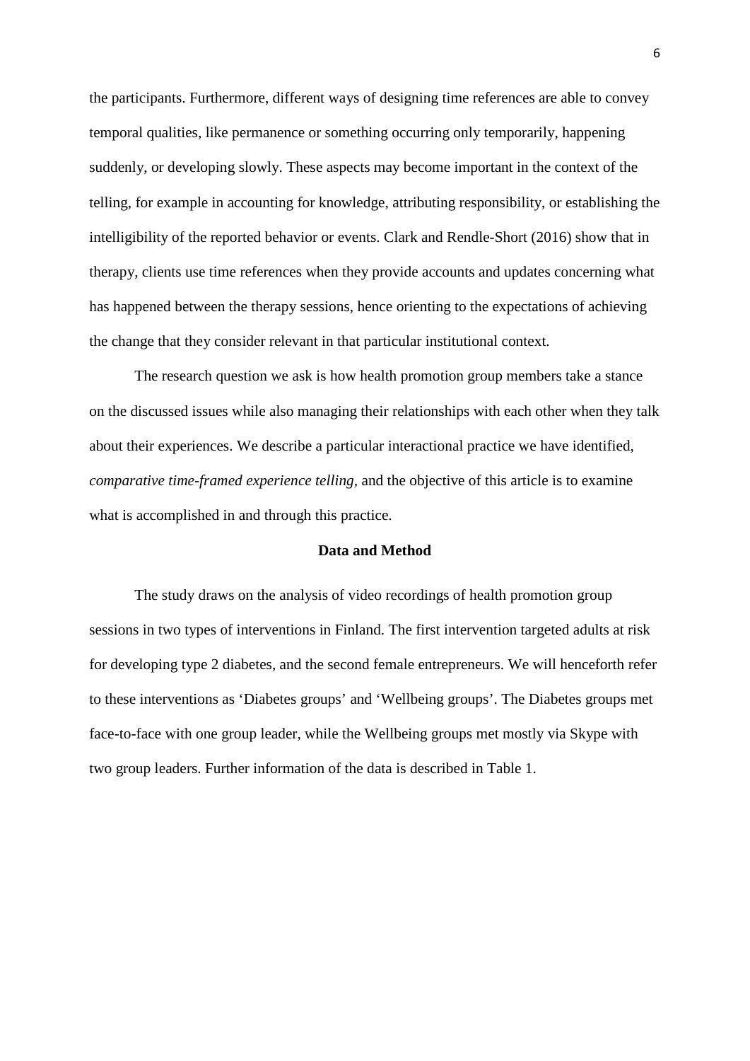the participants. Furthermore, different ways of designing time references are able to convey temporal qualities, like permanence or something occurring only temporarily, happening suddenly, or developing slowly. These aspects may become important in the context of the telling, for example in accounting for knowledge, attributing responsibility, or establishing the intelligibility of the reported behavior or events. Clark and Rendle-Short (2016) show that in therapy, clients use time references when they provide accounts and updates concerning what has happened between the therapy sessions, hence orienting to the expectations of achieving the change that they consider relevant in that particular institutional context.

The research question we ask is how health promotion group members take a stance on the discussed issues while also managing their relationships with each other when they talk about their experiences. We describe a particular interactional practice we have identified, *comparative time-framed experience telling,* and the objective of this article is to examine what is accomplished in and through this practice.

## Data and Method

The study draws on the analysis of video recordings of health promotion group sessions in two types of interventions in Finland. The first intervention targeted adults at risk for developing type 2 diabetes, and the second female entrepreneurs. We will henceforth refer to these interventions as 'Diabetes groups' and 'Wellbeing groups'. The Diabetes groups met face-to-face with one group leader, while the Wellbeing groups met mostly via Skype with two group leaders. Further information of the data is described in Table 1.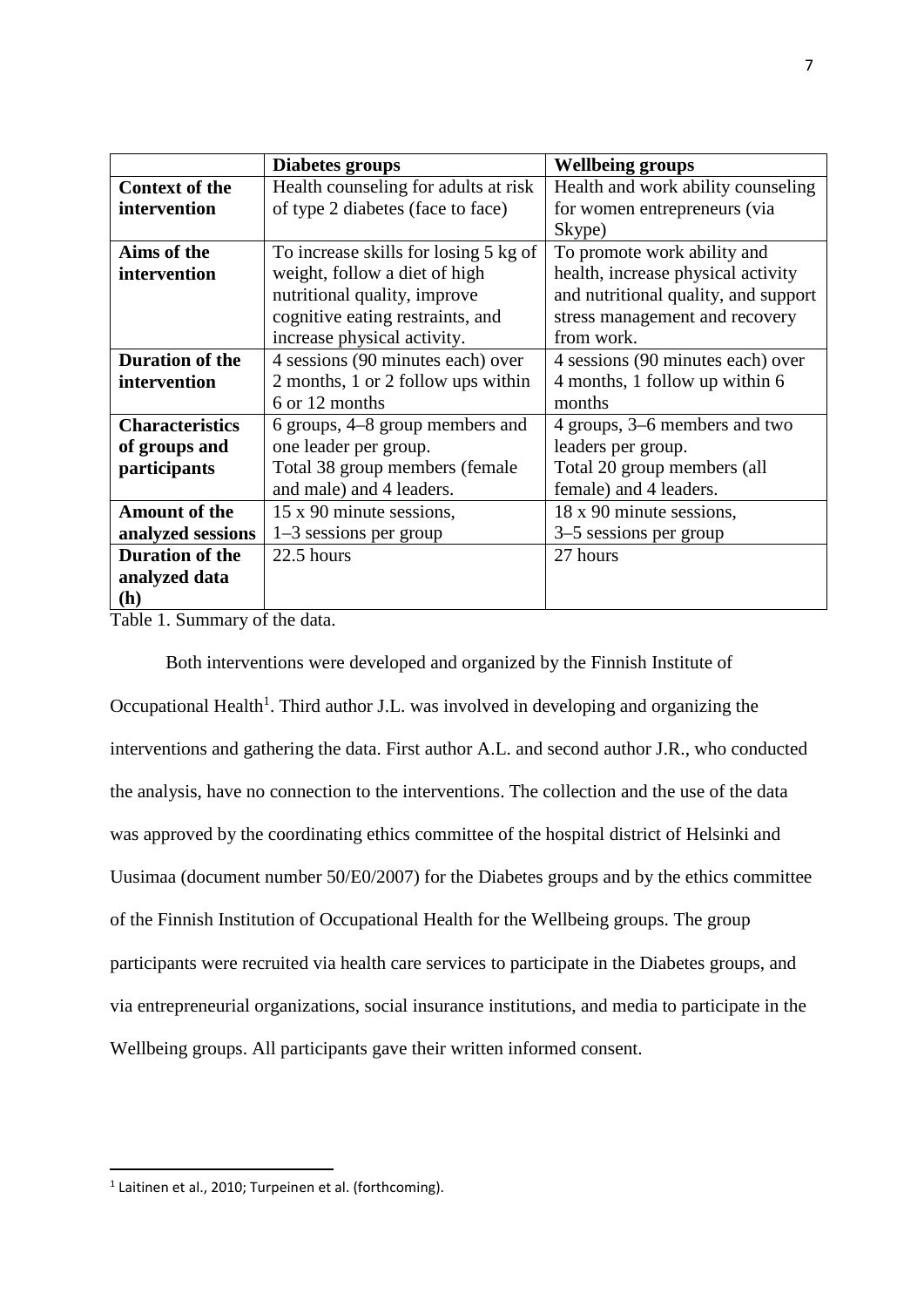| | **Diabetes groups** | **Wellbeing groups** |
|---|---|---|
| **Context of the intervention** | Health counseling for adults at risk of type 2 diabetes (face to face) | Health and work ability counseling for women entrepreneurs (via Skype) |
| **Aims of the intervention** | To increase skills for losing 5 kg of weight, follow a diet of high nutritional quality, improve cognitive eating restraints, and increase physical activity. | To promote work ability and health, increase physical activity and nutritional quality, and support stress management and recovery from work. |
| **Duration of the intervention** | 4 sessions (90 minutes each) over 2 months, 1 or 2 follow ups within 6 or 12 months | 4 sessions (90 minutes each) over 4 months, 1 follow up within 6 months |
| **Characteristics of groups and participants** | 6 groups, 4–8 group members and one leader per group. Total 38 group members (female and male) and 4 leaders. | 4 groups, 3–6 members and two leaders per group. Total 20 group members (all female) and 4 leaders. |
| **Amount of the analyzed sessions** | 15 x 90 minute sessions, 1–3 sessions per group | 18 x 90 minute sessions, 3–5 sessions per group |
| **Duration of the analyzed data (h)** | 22.5 hours | 27 hours |

Table 1. Summary of the data.

Both interventions were developed and organized by the Finnish Institute of Occupational Health[1]. Third author J.L. was involved in developing and organizing the interventions and gathering the data. First author A.L. and second author J.R., who conducted the analysis, have no connection to the interventions. The collection and the use of the data was approved by the coordinating ethics committee of the hospital district of Helsinki and Uusimaa (document number 50/E0/2007) for the Diabetes groups and by the ethics committee of the Finnish Institution of Occupational Health for the Wellbeing groups. The group participants were recruited via health care services to participate in the Diabetes groups, and via entrepreneurial organizations, social insurance institutions, and media to participate in the Wellbeing groups. All participants gave their written informed consent.

[1] Laitinen et al., 2010; Turpeinen et al. (forthcoming).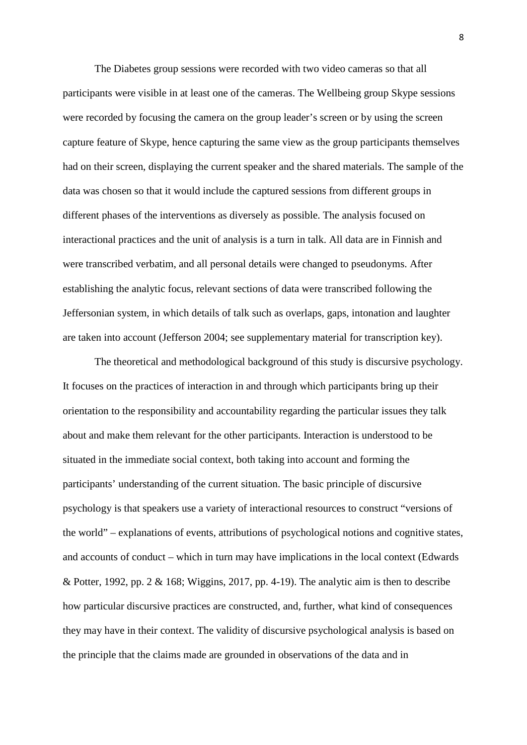The Diabetes group sessions were recorded with two video cameras so that all participants were visible in at least one of the cameras. The Wellbeing group Skype sessions were recorded by focusing the camera on the group leader's screen or by using the screen capture feature of Skype, hence capturing the same view as the group participants themselves had on their screen, displaying the current speaker and the shared materials. The sample of the data was chosen so that it would include the captured sessions from different groups in different phases of the interventions as diversely as possible. The analysis focused on interactional practices and the unit of analysis is a turn in talk. All data are in Finnish and were transcribed verbatim, and all personal details were changed to pseudonyms. After establishing the analytic focus, relevant sections of data were transcribed following the Jeffersonian system, in which details of talk such as overlaps, gaps, intonation and laughter are taken into account (Jefferson 2004; see supplementary material for transcription key).

The theoretical and methodological background of this study is discursive psychology. It focuses on the practices of interaction in and through which participants bring up their orientation to the responsibility and accountability regarding the particular issues they talk about and make them relevant for the other participants. Interaction is understood to be situated in the immediate social context, both taking into account and forming the participants' understanding of the current situation. The basic principle of discursive psychology is that speakers use a variety of interactional resources to construct "versions of the world" – explanations of events, attributions of psychological notions and cognitive states, and accounts of conduct – which in turn may have implications in the local context (Edwards & Potter, 1992, pp. 2 & 168; Wiggins, 2017, pp. 4-19). The analytic aim is then to describe how particular discursive practices are constructed, and, further, what kind of consequences they may have in their context. The validity of discursive psychological analysis is based on the principle that the claims made are grounded in observations of the data and in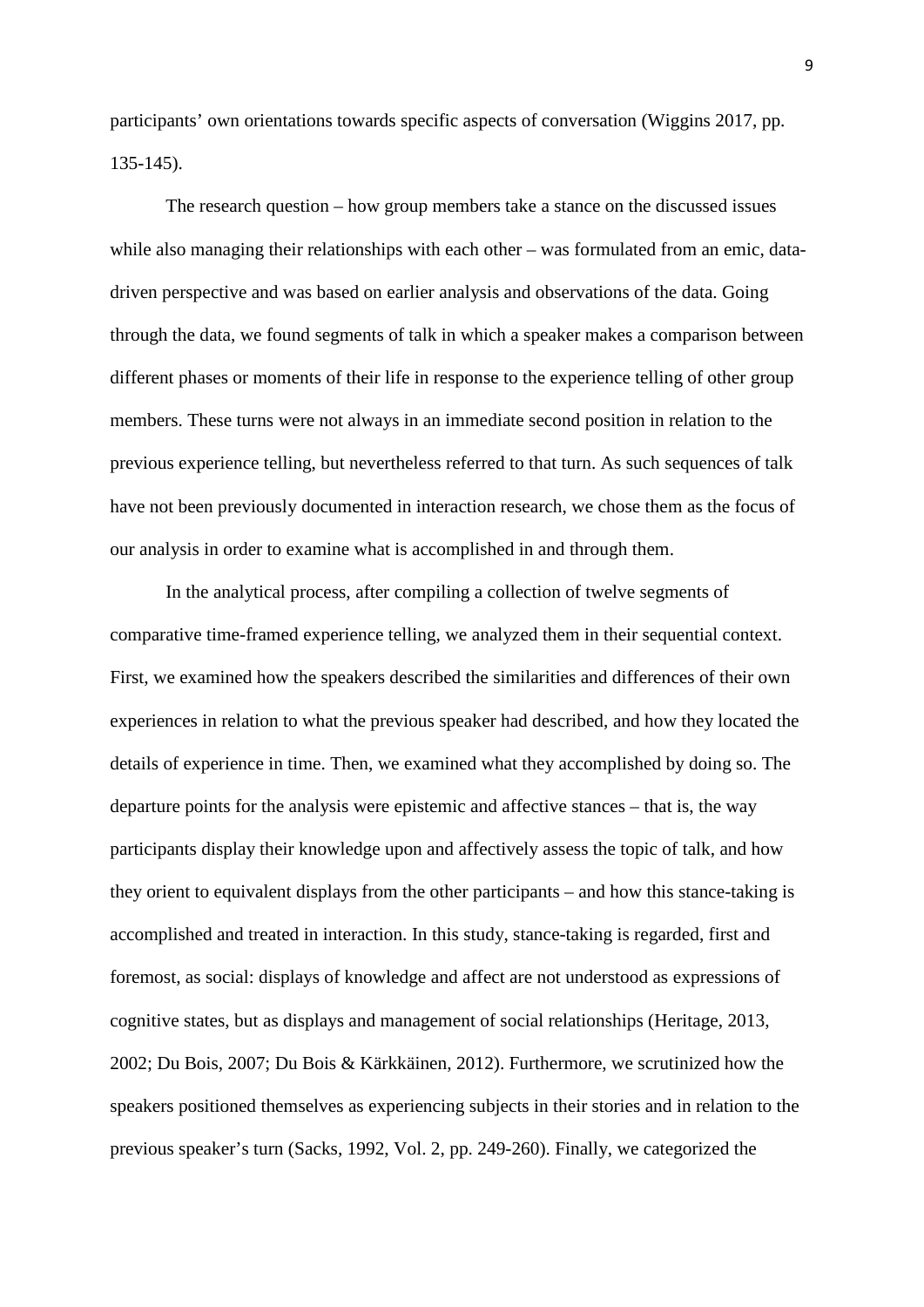participants' own orientations towards specific aspects of conversation (Wiggins 2017, pp. 135-145).

The research question – how group members take a stance on the discussed issues while also managing their relationships with each other – was formulated from an emic, data-driven perspective and was based on earlier analysis and observations of the data. Going through the data, we found segments of talk in which a speaker makes a comparison between different phases or moments of their life in response to the experience telling of other group members. These turns were not always in an immediate second position in relation to the previous experience telling, but nevertheless referred to that turn. As such sequences of talk have not been previously documented in interaction research, we chose them as the focus of our analysis in order to examine what is accomplished in and through them.

In the analytical process, after compiling a collection of twelve segments of comparative time-framed experience telling, we analyzed them in their sequential context. First, we examined how the speakers described the similarities and differences of their own experiences in relation to what the previous speaker had described, and how they located the details of experience in time. Then, we examined what they accomplished by doing so. The departure points for the analysis were epistemic and affective stances – that is, the way participants display their knowledge upon and affectively assess the topic of talk, and how they orient to equivalent displays from the other participants – and how this stance-taking is accomplished and treated in interaction. In this study, stance-taking is regarded, first and foremost, as social: displays of knowledge and affect are not understood as expressions of cognitive states, but as displays and management of social relationships (Heritage, 2013, 2002; Du Bois, 2007; Du Bois & Kärkkäinen, 2012). Furthermore, we scrutinized how the speakers positioned themselves as experiencing subjects in their stories and in relation to the previous speaker's turn (Sacks, 1992, Vol. 2, pp. 249-260). Finally, we categorized the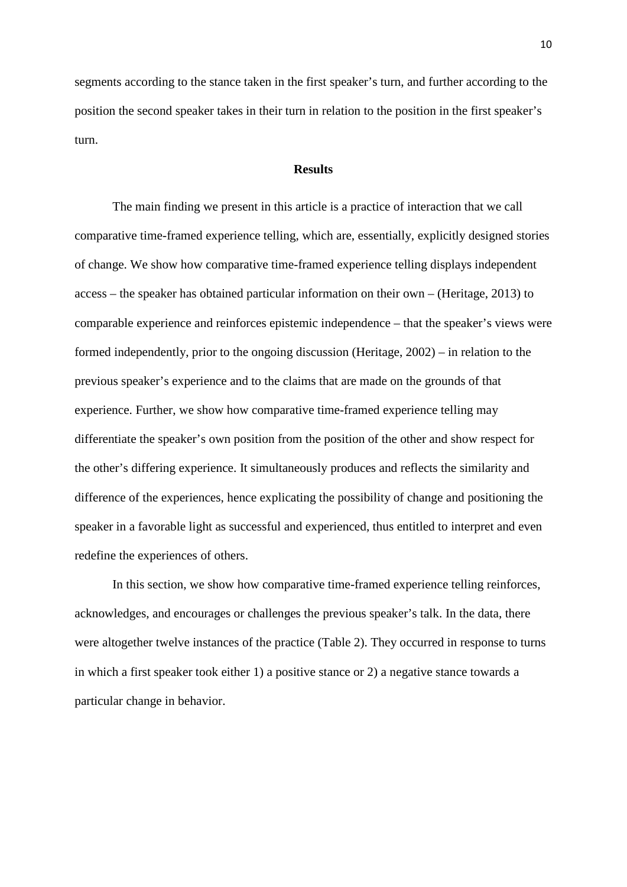segments according to the stance taken in the first speaker's turn, and further according to the position the second speaker takes in their turn in relation to the position in the first speaker's turn.

## Results

The main finding we present in this article is a practice of interaction that we call comparative time-framed experience telling, which are, essentially, explicitly designed stories of change. We show how comparative time-framed experience telling displays independent access – the speaker has obtained particular information on their own – (Heritage, 2013) to comparable experience and reinforces epistemic independence – that the speaker's views were formed independently, prior to the ongoing discussion (Heritage, 2002) – in relation to the previous speaker's experience and to the claims that are made on the grounds of that experience. Further, we show how comparative time-framed experience telling may differentiate the speaker's own position from the position of the other and show respect for the other's differing experience. It simultaneously produces and reflects the similarity and difference of the experiences, hence explicating the possibility of change and positioning the speaker in a favorable light as successful and experienced, thus entitled to interpret and even redefine the experiences of others.

In this section, we show how comparative time-framed experience telling reinforces, acknowledges, and encourages or challenges the previous speaker's talk. In the data, there were altogether twelve instances of the practice (Table 2). They occurred in response to turns in which a first speaker took either 1) a positive stance or 2) a negative stance towards a particular change in behavior.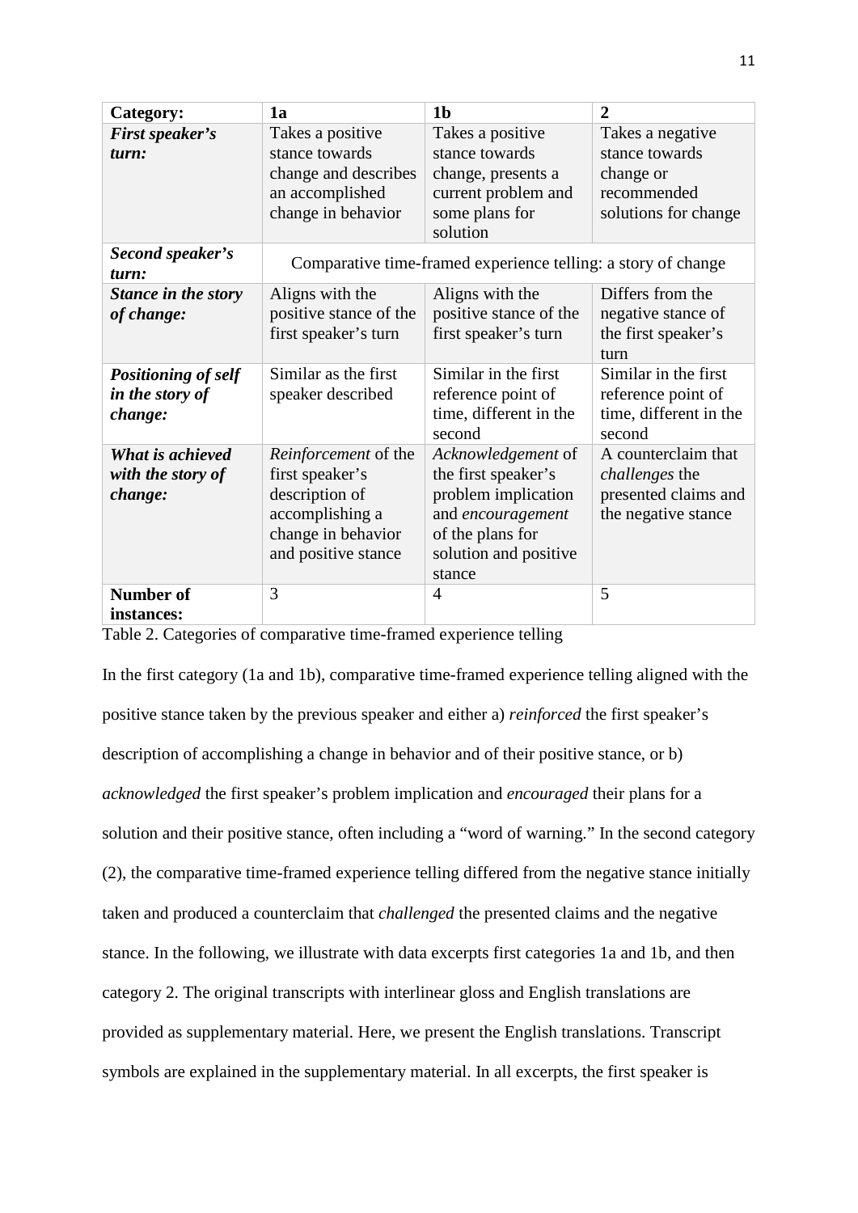| **Category:** | **1a** | **1b** | **2** |
| --- | --- | --- | --- |
| ***First speaker's turn:*** | Takes a positive stance towards change and describes an accomplished change in behavior | Takes a positive stance towards change, presents a current problem and some plans for solution | Takes a negative stance towards change or recommended solutions for change |
| ***Second speaker's turn:*** | Comparative time-framed experience telling: a story of change | | |
| ***Stance in the story of change:*** | Aligns with the positive stance of the first speaker's turn | Aligns with the positive stance of the first speaker's turn | Differs from the negative stance of the first speaker's turn |
| ***Positioning of self in the story of change:*** | Similar as the first speaker described | Similar in the first reference point of time, different in the second | Similar in the first reference point of time, different in the second |
| ***What is achieved with the story of change:*** | *Reinforcement* of the first speaker's description of accomplishing a change in behavior and positive stance | *Acknowledgement* of the first speaker's problem implication and *encouragement* of the plans for solution and positive stance | A counterclaim that *challenges* the presented claims and the negative stance |
| **Number of instances:** | 3 | 4 | 5 |

Table 2. Categories of comparative time-framed experience telling

In the first category (1a and 1b), comparative time-framed experience telling aligned with the positive stance taken by the previous speaker and either a) *reinforced* the first speaker's description of accomplishing a change in behavior and of their positive stance, or b) *acknowledged* the first speaker's problem implication and *encouraged* their plans for a solution and their positive stance, often including a "word of warning." In the second category (2), the comparative time-framed experience telling differed from the negative stance initially taken and produced a counterclaim that *challenged* the presented claims and the negative stance. In the following, we illustrate with data excerpts first categories 1a and 1b, and then category 2. The original transcripts with interlinear gloss and English translations are provided as supplementary material. Here, we present the English translations. Transcript symbols are explained in the supplementary material. In all excerpts, the first speaker is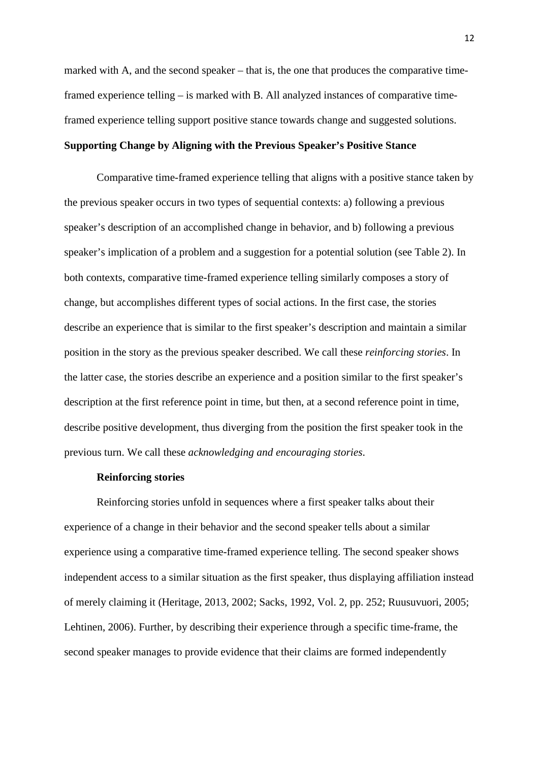marked with A, and the second speaker – that is, the one that produces the comparative time-framed experience telling – is marked with B. All analyzed instances of comparative time-framed experience telling support positive stance towards change and suggested solutions.

## Supporting Change by Aligning with the Previous Speaker's Positive Stance

Comparative time-framed experience telling that aligns with a positive stance taken by the previous speaker occurs in two types of sequential contexts: a) following a previous speaker's description of an accomplished change in behavior, and b) following a previous speaker's implication of a problem and a suggestion for a potential solution (see Table 2). In both contexts, comparative time-framed experience telling similarly composes a story of change, but accomplishes different types of social actions. In the first case, the stories describe an experience that is similar to the first speaker's description and maintain a similar position in the story as the previous speaker described. We call these *reinforcing stories*. In the latter case, the stories describe an experience and a position similar to the first speaker's description at the first reference point in time, but then, at a second reference point in time, describe positive development, thus diverging from the position the first speaker took in the previous turn. We call these *acknowledging and encouraging stories*.

### Reinforcing stories

Reinforcing stories unfold in sequences where a first speaker talks about their experience of a change in their behavior and the second speaker tells about a similar experience using a comparative time-framed experience telling. The second speaker shows independent access to a similar situation as the first speaker, thus displaying affiliation instead of merely claiming it (Heritage, 2013, 2002; Sacks, 1992, Vol. 2, pp. 252; Ruusuvuori, 2005; Lehtinen, 2006). Further, by describing their experience through a specific time-frame, the second speaker manages to provide evidence that their claims are formed independently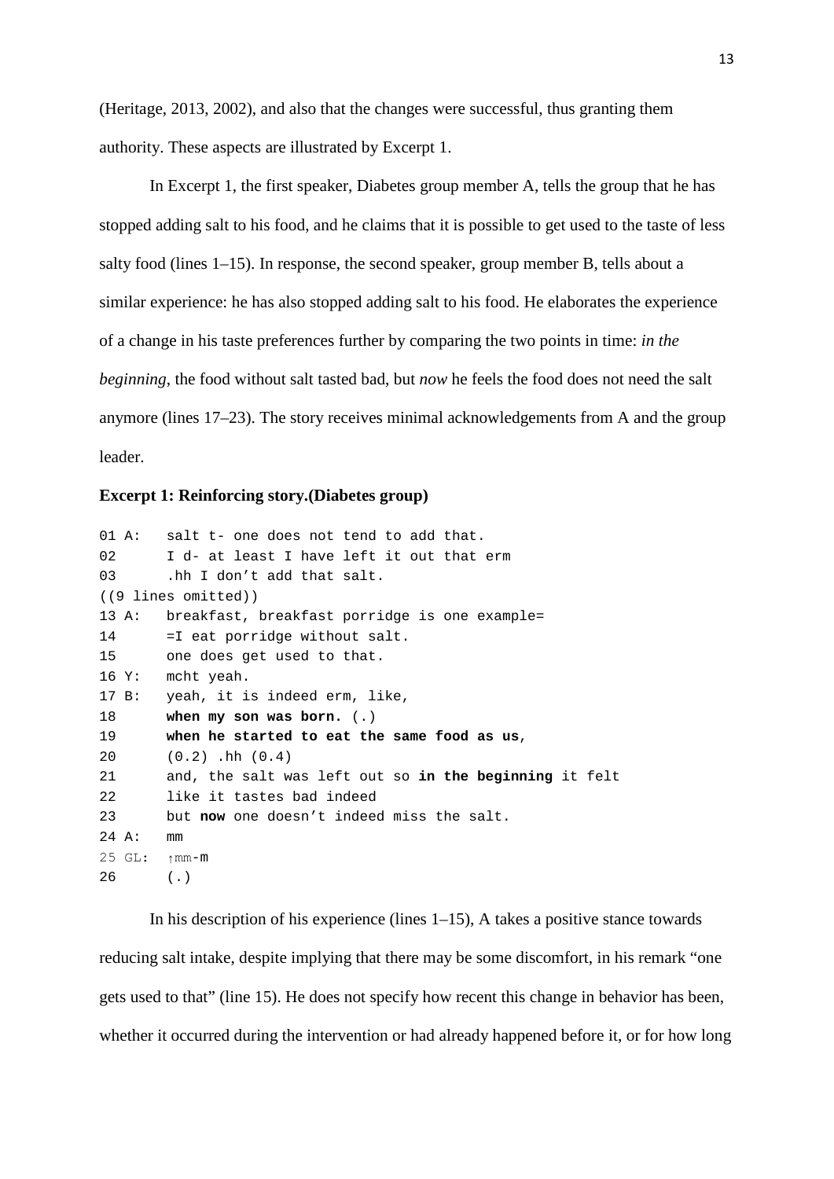(Heritage, 2013, 2002), and also that the changes were successful, thus granting them authority. These aspects are illustrated by Excerpt 1.

In Excerpt 1, the first speaker, Diabetes group member A, tells the group that he has stopped adding salt to his food, and he claims that it is possible to get used to the taste of less salty food (lines 1–15). In response, the second speaker, group member B, tells about a similar experience: he has also stopped adding salt to his food. He elaborates the experience of a change in his taste preferences further by comparing the two points in time: *in the beginning*, the food without salt tasted bad, but *now* he feels the food does not need the salt anymore (lines 17–23). The story receives minimal acknowledgements from A and the group leader.

**Excerpt 1: Reinforcing story.(Diabetes group)**

```
01 A:   salt t- one does not tend to add that.
02      I d- at least I have left it out that erm
03      .hh I don't add that salt.
((9 lines omitted))
13 A:   breakfast, breakfast porridge is one example=
14      =I eat porridge without salt.
15      one does get used to that.
16 Y:   mcht yeah.
17 B:   yeah, it is indeed erm, like,
18      when my son was born. (.)
19      when he started to eat the same food as us,
20      (0.2) .hh (0.4)
21      and, the salt was left out so in the beginning it felt
22      like it tastes bad indeed
23      but now one doesn't indeed miss the salt.
24 A:   mm
25 GL:  ↑mm-m
26      (.)
```

In his description of his experience (lines 1–15), A takes a positive stance towards reducing salt intake, despite implying that there may be some discomfort, in his remark "one gets used to that" (line 15). He does not specify how recent this change in behavior has been, whether it occurred during the intervention or had already happened before it, or for how long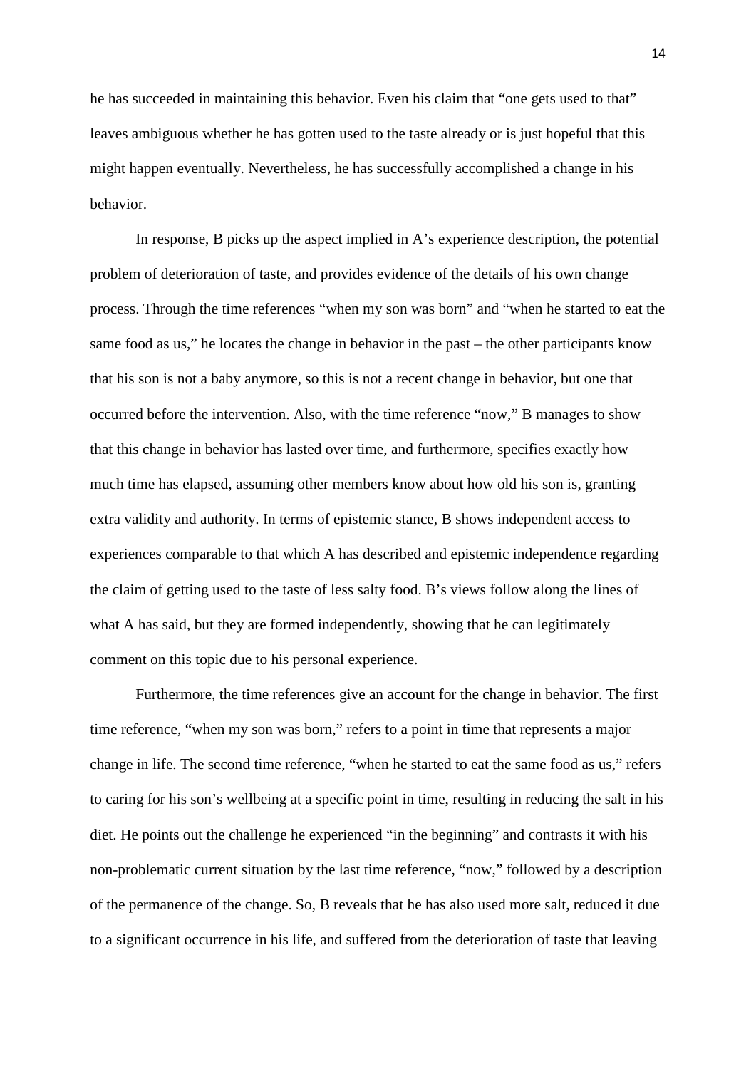he has succeeded in maintaining this behavior. Even his claim that "one gets used to that" leaves ambiguous whether he has gotten used to the taste already or is just hopeful that this might happen eventually. Nevertheless, he has successfully accomplished a change in his behavior.

In response, B picks up the aspect implied in A's experience description, the potential problem of deterioration of taste, and provides evidence of the details of his own change process. Through the time references "when my son was born" and "when he started to eat the same food as us," he locates the change in behavior in the past – the other participants know that his son is not a baby anymore, so this is not a recent change in behavior, but one that occurred before the intervention. Also, with the time reference "now," B manages to show that this change in behavior has lasted over time, and furthermore, specifies exactly how much time has elapsed, assuming other members know about how old his son is, granting extra validity and authority. In terms of epistemic stance, B shows independent access to experiences comparable to that which A has described and epistemic independence regarding the claim of getting used to the taste of less salty food. B's views follow along the lines of what A has said, but they are formed independently, showing that he can legitimately comment on this topic due to his personal experience.

Furthermore, the time references give an account for the change in behavior. The first time reference, "when my son was born," refers to a point in time that represents a major change in life. The second time reference, "when he started to eat the same food as us," refers to caring for his son's wellbeing at a specific point in time, resulting in reducing the salt in his diet. He points out the challenge he experienced "in the beginning" and contrasts it with his non-problematic current situation by the last time reference, "now," followed by a description of the permanence of the change. So, B reveals that he has also used more salt, reduced it due to a significant occurrence in his life, and suffered from the deterioration of taste that leaving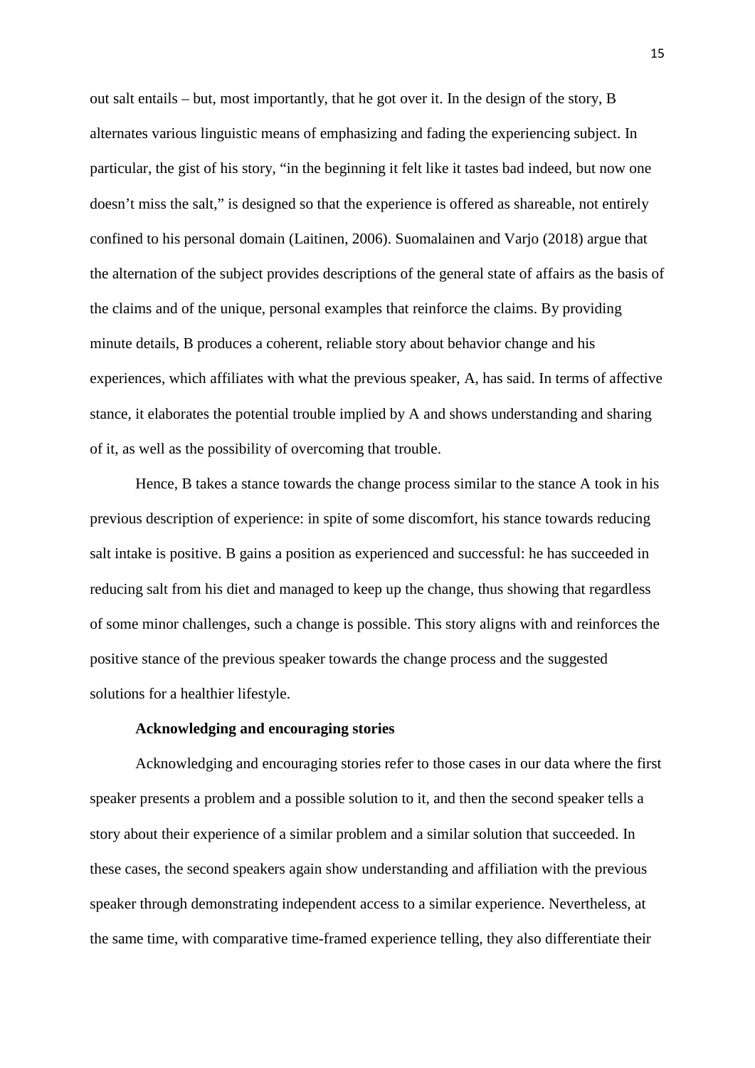out salt entails – but, most importantly, that he got over it. In the design of the story, B alternates various linguistic means of emphasizing and fading the experiencing subject. In particular, the gist of his story, "in the beginning it felt like it tastes bad indeed, but now one doesn't miss the salt," is designed so that the experience is offered as shareable, not entirely confined to his personal domain (Laitinen, 2006). Suomalainen and Varjo (2018) argue that the alternation of the subject provides descriptions of the general state of affairs as the basis of the claims and of the unique, personal examples that reinforce the claims. By providing minute details, B produces a coherent, reliable story about behavior change and his experiences, which affiliates with what the previous speaker, A, has said. In terms of affective stance, it elaborates the potential trouble implied by A and shows understanding and sharing of it, as well as the possibility of overcoming that trouble.

Hence, B takes a stance towards the change process similar to the stance A took in his previous description of experience: in spite of some discomfort, his stance towards reducing salt intake is positive. B gains a position as experienced and successful: he has succeeded in reducing salt from his diet and managed to keep up the change, thus showing that regardless of some minor challenges, such a change is possible. This story aligns with and reinforces the positive stance of the previous speaker towards the change process and the suggested solutions for a healthier lifestyle.

### Acknowledging and encouraging stories

Acknowledging and encouraging stories refer to those cases in our data where the first speaker presents a problem and a possible solution to it, and then the second speaker tells a story about their experience of a similar problem and a similar solution that succeeded. In these cases, the second speakers again show understanding and affiliation with the previous speaker through demonstrating independent access to a similar experience. Nevertheless, at the same time, with comparative time-framed experience telling, they also differentiate their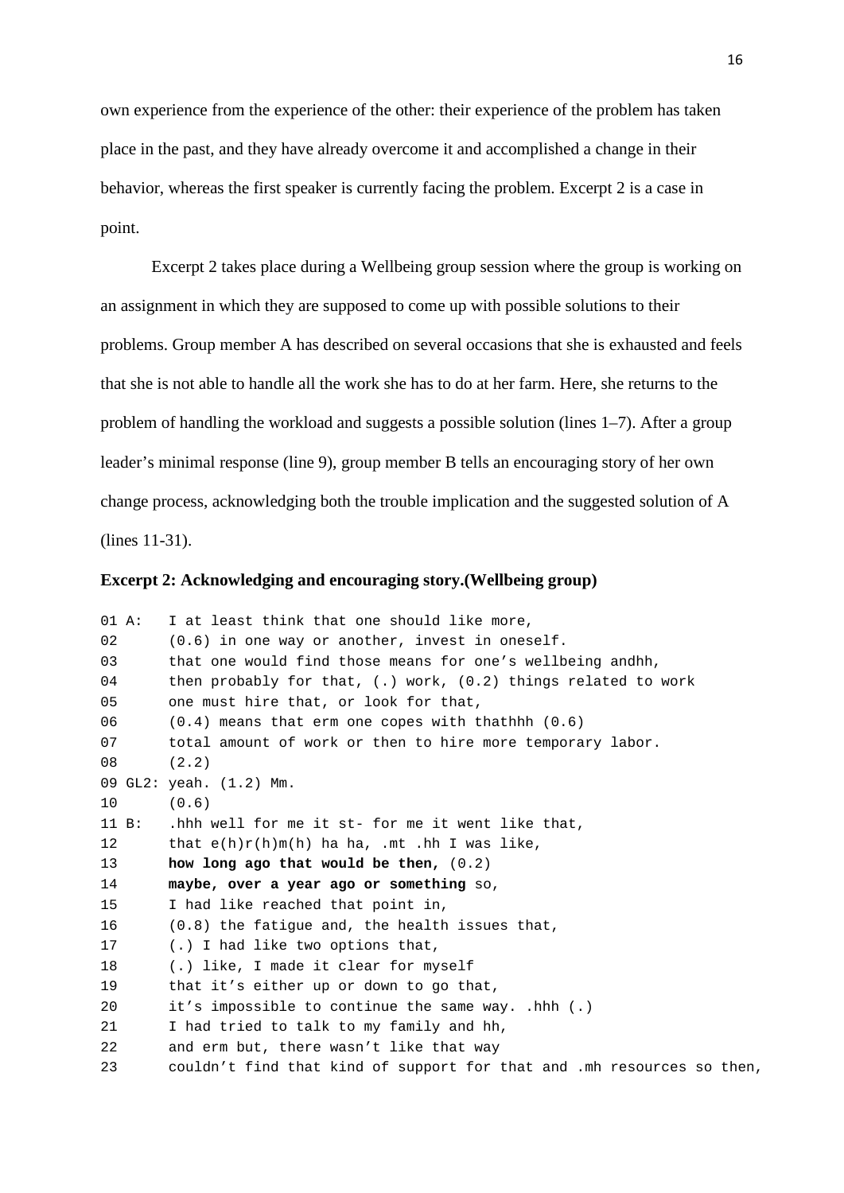own experience from the experience of the other: their experience of the problem has taken place in the past, and they have already overcome it and accomplished a change in their behavior, whereas the first speaker is currently facing the problem. Excerpt 2 is a case in point.

Excerpt 2 takes place during a Wellbeing group session where the group is working on an assignment in which they are supposed to come up with possible solutions to their problems. Group member A has described on several occasions that she is exhausted and feels that she is not able to handle all the work she has to do at her farm. Here, she returns to the problem of handling the workload and suggests a possible solution (lines 1–7). After a group leader's minimal response (line 9), group member B tells an encouraging story of her own change process, acknowledging both the trouble implication and the suggested solution of A (lines 11-31).

**Excerpt 2: Acknowledging and encouraging story.(Wellbeing group)**

```
01 A:   I at least think that one should like more,
02      (0.6) in one way or another, invest in oneself.
03      that one would find those means for one's wellbeing andhh,
04      then probably for that, (.) work, (0.2) things related to work
05      one must hire that, or look for that,
06      (0.4) means that erm one copes with thathhh (0.6)
07      total amount of work or then to hire more temporary labor.
08      (2.2)
09 GL2: yeah. (1.2) Mm.
10      (0.6)
11 B:   .hhh well for me it st- for me it went like that,
12      that e(h)r(h)m(h) ha ha, .mt .hh I was like,
13      how long ago that would be then, (0.2)
14      maybe, over a year ago or something so,
15      I had like reached that point in,
16      (0.8) the fatigue and, the health issues that,
17      (.) I had like two options that,
18      (.) like, I made it clear for myself
19      that it's either up or down to go that,
20      it's impossible to continue the same way. .hhh (.)
21      I had tried to talk to my family and hh,
22      and erm but, there wasn't like that way
23      couldn't find that kind of support for that and .mh resources so then,
```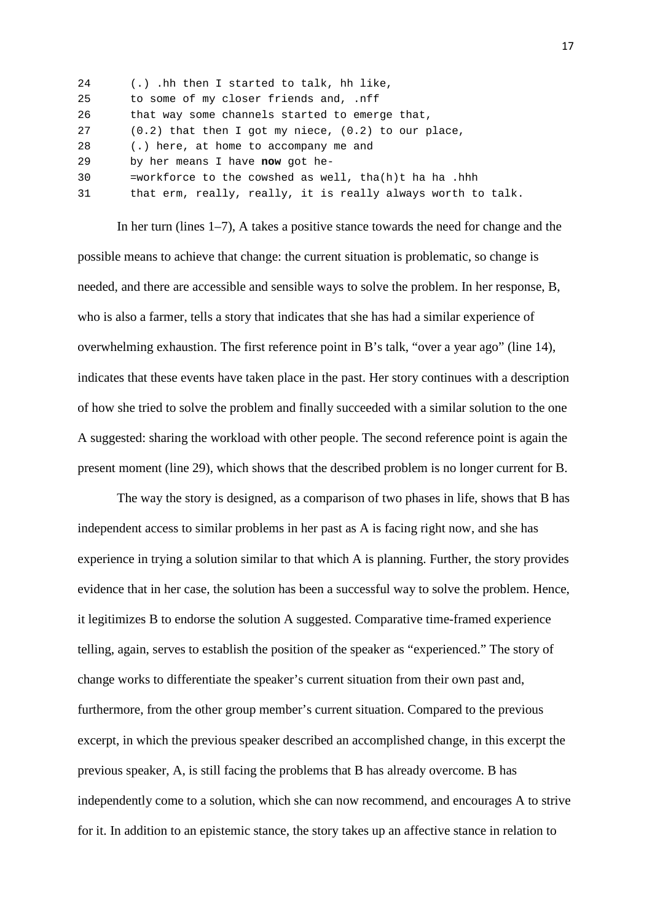```
24      (.) .hh then I started to talk, hh like,
25      to some of my closer friends and, .nff
26      that way some channels started to emerge that,
27      (0.2) that then I got my niece, (0.2) to our place,
28      (.) here, at home to accompany me and
29      by her means I have now got he-
30      =workforce to the cowshed as well, tha(h)t ha ha .hhh
31      that erm, really, really, it is really always worth to talk.
```

In her turn (lines 1–7), A takes a positive stance towards the need for change and the possible means to achieve that change: the current situation is problematic, so change is needed, and there are accessible and sensible ways to solve the problem. In her response, B, who is also a farmer, tells a story that indicates that she has had a similar experience of overwhelming exhaustion. The first reference point in B's talk, "over a year ago" (line 14), indicates that these events have taken place in the past. Her story continues with a description of how she tried to solve the problem and finally succeeded with a similar solution to the one A suggested: sharing the workload with other people. The second reference point is again the present moment (line 29), which shows that the described problem is no longer current for B.

The way the story is designed, as a comparison of two phases in life, shows that B has independent access to similar problems in her past as A is facing right now, and she has experience in trying a solution similar to that which A is planning. Further, the story provides evidence that in her case, the solution has been a successful way to solve the problem. Hence, it legitimizes B to endorse the solution A suggested. Comparative time-framed experience telling, again, serves to establish the position of the speaker as "experienced." The story of change works to differentiate the speaker's current situation from their own past and, furthermore, from the other group member's current situation. Compared to the previous excerpt, in which the previous speaker described an accomplished change, in this excerpt the previous speaker, A, is still facing the problems that B has already overcome. B has independently come to a solution, which she can now recommend, and encourages A to strive for it. In addition to an epistemic stance, the story takes up an affective stance in relation to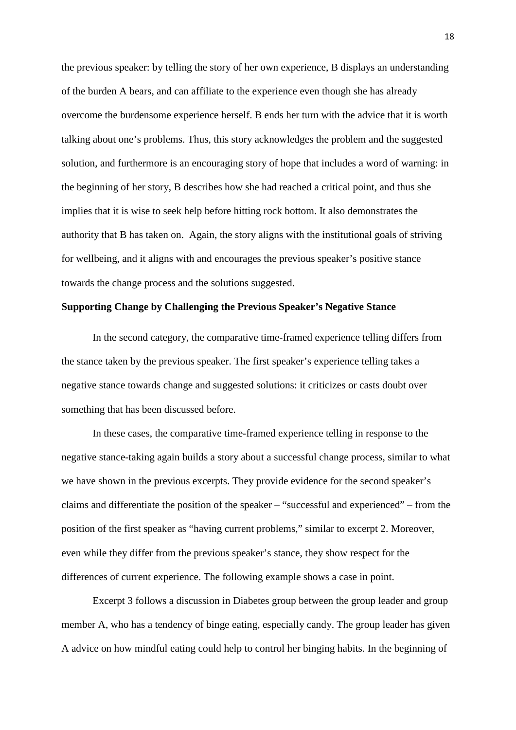the previous speaker: by telling the story of her own experience, B displays an understanding of the burden A bears, and can affiliate to the experience even though she has already overcome the burdensome experience herself. B ends her turn with the advice that it is worth talking about one's problems. Thus, this story acknowledges the problem and the suggested solution, and furthermore is an encouraging story of hope that includes a word of warning: in the beginning of her story, B describes how she had reached a critical point, and thus she implies that it is wise to seek help before hitting rock bottom. It also demonstrates the authority that B has taken on. Again, the story aligns with the institutional goals of striving for wellbeing, and it aligns with and encourages the previous speaker's positive stance towards the change process and the solutions suggested.

**Supporting Change by Challenging the Previous Speaker's Negative Stance**

In the second category, the comparative time-framed experience telling differs from the stance taken by the previous speaker. The first speaker's experience telling takes a negative stance towards change and suggested solutions: it criticizes or casts doubt over something that has been discussed before.

In these cases, the comparative time-framed experience telling in response to the negative stance-taking again builds a story about a successful change process, similar to what we have shown in the previous excerpts. They provide evidence for the second speaker's claims and differentiate the position of the speaker – "successful and experienced" – from the position of the first speaker as "having current problems," similar to excerpt 2. Moreover, even while they differ from the previous speaker's stance, they show respect for the differences of current experience. The following example shows a case in point.

Excerpt 3 follows a discussion in Diabetes group between the group leader and group member A, who has a tendency of binge eating, especially candy. The group leader has given A advice on how mindful eating could help to control her binging habits. In the beginning of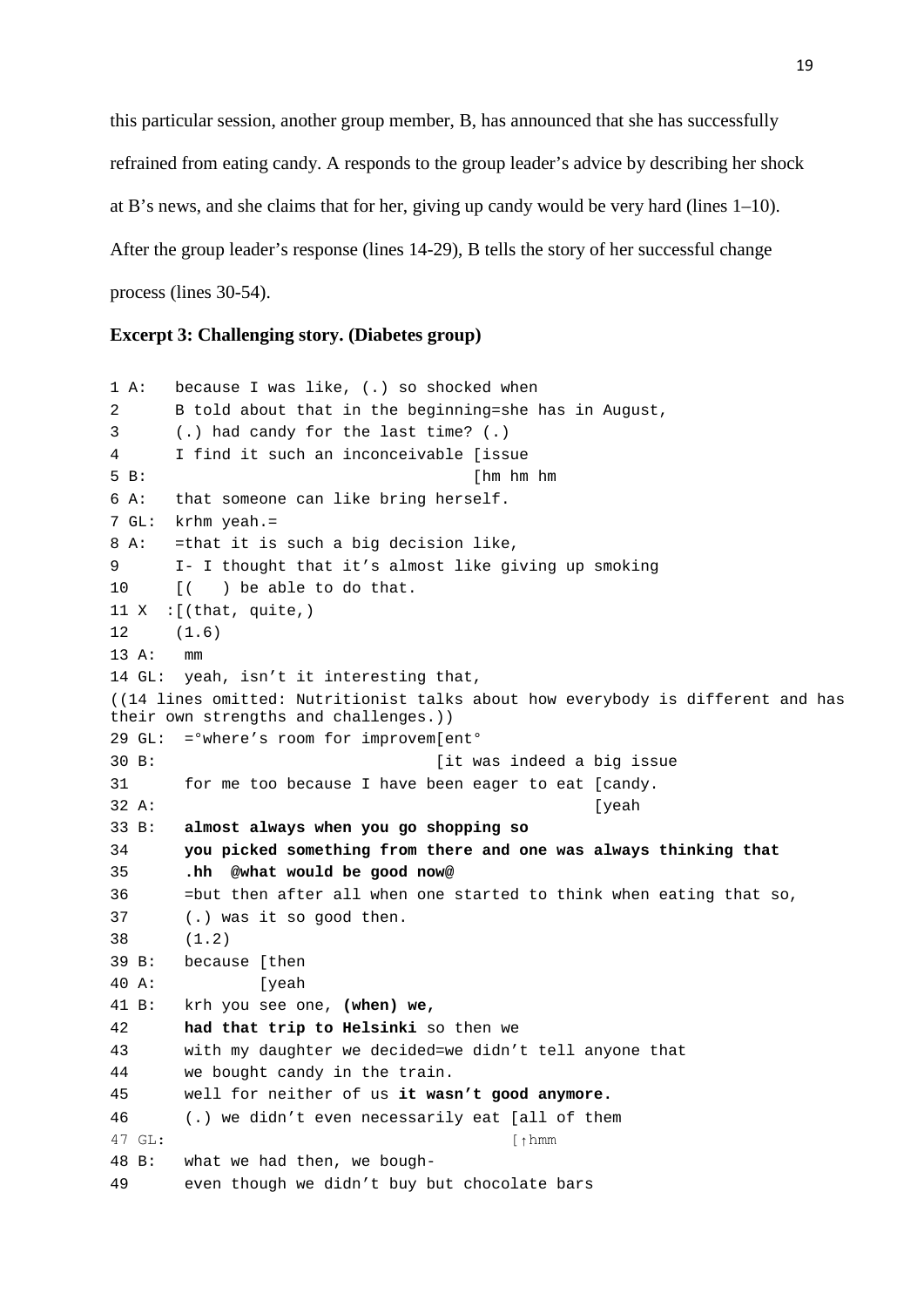this particular session, another group member, B, has announced that she has successfully refrained from eating candy. A responds to the group leader's advice by describing her shock at B's news, and she claims that for her, giving up candy would be very hard (lines 1–10). After the group leader's response (lines 14-29), B tells the story of her successful change process (lines 30-54).

**Excerpt 3: Challenging story. (Diabetes group)**

```
1 A:   because I was like, (.) so shocked when
2      B told about that in the beginning=she has in August,
3      (.) had candy for the last time? (.)
4      I find it such an inconceivable [issue
5 B:                                  [hm hm hm
6 A:   that someone can like bring herself.
7 GL:  krhm yeah.=
8 A:   =that it is such a big decision like,
9      I- I thought that it's almost like giving up smoking
10     [(   ) be able to do that.
11 X  :[(that, quite,)
12     (1.6)
13 A:   mm
14 GL:  yeah, isn't it interesting that,
((14 lines omitted: Nutritionist talks about how everybody is different and has
their own strengths and challenges.))
29 GL:  =°where's room for improvem[ent°
30 B:                              [it was indeed a big issue
31      for me too because I have been eager to eat [candy.
32 A:                                               [yeah
33 B:   almost always when you go shopping so
34      you picked something from there and one was always thinking that
35      .hh  @what would be good now@
36      =but then after all when one started to think when eating that so,
37      (.) was it so good then.
38      (1.2)
39 B:   because [then
40 A:           [yeah
41 B:   krh you see one, (when) we,
42      had that trip to Helsinki so then we
43      with my daughter we decided=we didn't tell anyone that
44      we bought candy in the train.
45      well for neither of us it wasn't good anymore.
46      (.) we didn't even necessarily eat [all of them
47 GL:                                     [↑hmm
48 B:   what we had then, we bough-
49      even though we didn't buy but chocolate bars
```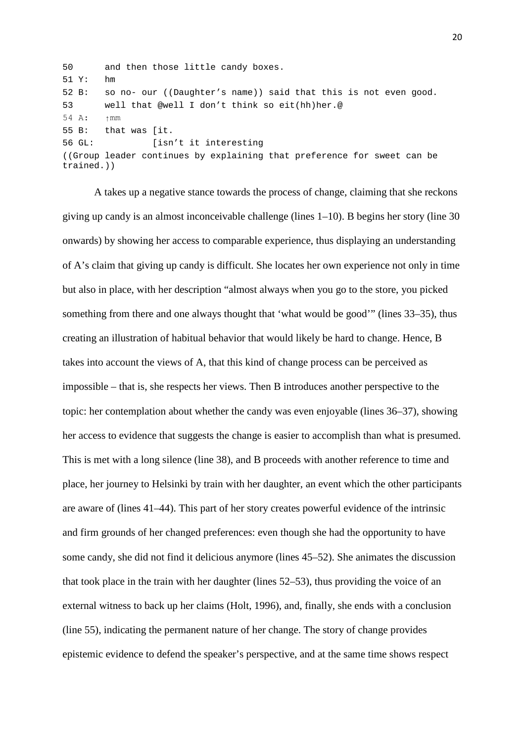```
50        and then those little candy boxes.
51 Y:    hm
52 B:    so no- our ((Daughter's name)) said that this is not even good.
53        well that @well I don't think so eit(hh)her.@
54 A:    ↑mm
55 B:    that was [it.
56 GL:            [isn't it interesting
((Group leader continues by explaining that preference for sweet can be
trained.))
```

A takes up a negative stance towards the process of change, claiming that she reckons giving up candy is an almost inconceivable challenge (lines 1–10). B begins her story (line 30 onwards) by showing her access to comparable experience, thus displaying an understanding of A's claim that giving up candy is difficult. She locates her own experience not only in time but also in place, with her description "almost always when you go to the store, you picked something from there and one always thought that 'what would be good'" (lines 33–35), thus creating an illustration of habitual behavior that would likely be hard to change. Hence, B takes into account the views of A, that this kind of change process can be perceived as impossible – that is, she respects her views. Then B introduces another perspective to the topic: her contemplation about whether the candy was even enjoyable (lines 36–37), showing her access to evidence that suggests the change is easier to accomplish than what is presumed. This is met with a long silence (line 38), and B proceeds with another reference to time and place, her journey to Helsinki by train with her daughter, an event which the other participants are aware of (lines 41–44). This part of her story creates powerful evidence of the intrinsic and firm grounds of her changed preferences: even though she had the opportunity to have some candy, she did not find it delicious anymore (lines 45–52). She animates the discussion that took place in the train with her daughter (lines 52–53), thus providing the voice of an external witness to back up her claims (Holt, 1996), and, finally, she ends with a conclusion (line 55), indicating the permanent nature of her change. The story of change provides epistemic evidence to defend the speaker's perspective, and at the same time shows respect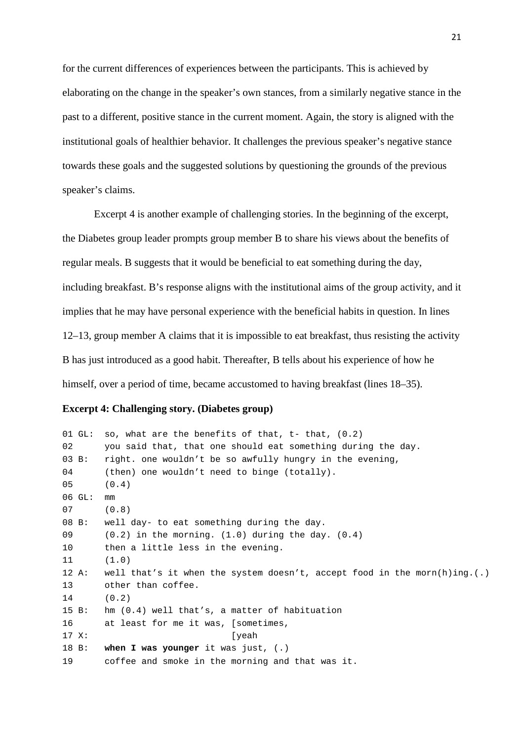for the current differences of experiences between the participants. This is achieved by elaborating on the change in the speaker's own stances, from a similarly negative stance in the past to a different, positive stance in the current moment. Again, the story is aligned with the institutional goals of healthier behavior. It challenges the previous speaker's negative stance towards these goals and the suggested solutions by questioning the grounds of the previous speaker's claims.

Excerpt 4 is another example of challenging stories. In the beginning of the excerpt, the Diabetes group leader prompts group member B to share his views about the benefits of regular meals. B suggests that it would be beneficial to eat something during the day, including breakfast. B's response aligns with the institutional aims of the group activity, and it implies that he may have personal experience with the beneficial habits in question. In lines 12–13, group member A claims that it is impossible to eat breakfast, thus resisting the activity B has just introduced as a good habit. Thereafter, B tells about his experience of how he himself, over a period of time, became accustomed to having breakfast (lines 18–35).

**Excerpt 4: Challenging story. (Diabetes group)**

```
01 GL:  so, what are the benefits of that, t- that, (0.2)
02      you said that, that one should eat something during the day.
03 B:   right. one wouldn't be so awfully hungry in the evening,
04      (then) one wouldn't need to binge (totally).
05      (0.4)
06 GL:  mm
07      (0.8)
08 B:   well day- to eat something during the day.
09      (0.2) in the morning. (1.0) during the day. (0.4)
10      then a little less in the evening.
11      (1.0)
12 A:   well that's it when the system doesn't, accept food in the morn(h)ing.(.)
13      other than coffee.
14      (0.2)
15 B:   hm (0.4) well that's, a matter of habituation
16      at least for me it was, [sometimes,
17 X:                           [yeah
18 B:   when I was younger it was just, (.)
19      coffee and smoke in the morning and that was it.
```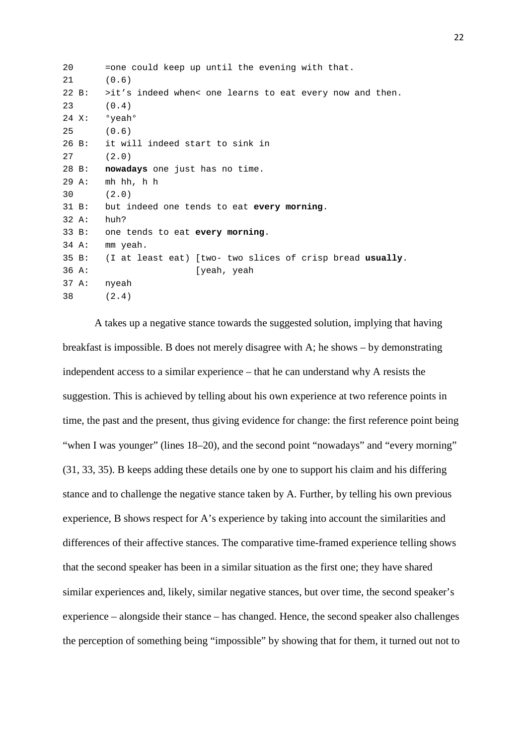```
20       =one could keep up until the evening with that.
21       (0.6)
22 B:    >it's indeed when< one learns to eat every now and then.
23       (0.4)
24 X:    °yeah°
25       (0.6)
26 B:    it will indeed start to sink in
27       (2.0)
28 B:    nowadays one just has no time.
29 A:    mh hh, h h
30       (2.0)
31 B:    but indeed one tends to eat every morning.
32 A:    huh?
33 B:    one tends to eat every morning.
34 A:    mm yeah.
35 B:    (I at least eat) [two- two slices of crisp bread usually.
36 A:                     [yeah, yeah
37 A:    nyeah
38       (2.4)
```

A takes up a negative stance towards the suggested solution, implying that having breakfast is impossible. B does not merely disagree with A; he shows – by demonstrating independent access to a similar experience – that he can understand why A resists the suggestion. This is achieved by telling about his own experience at two reference points in time, the past and the present, thus giving evidence for change: the first reference point being "when I was younger" (lines 18–20), and the second point "nowadays" and "every morning" (31, 33, 35). B keeps adding these details one by one to support his claim and his differing stance and to challenge the negative stance taken by A. Further, by telling his own previous experience, B shows respect for A's experience by taking into account the similarities and differences of their affective stances. The comparative time-framed experience telling shows that the second speaker has been in a similar situation as the first one; they have shared similar experiences and, likely, similar negative stances, but over time, the second speaker's experience – alongside their stance – has changed. Hence, the second speaker also challenges the perception of something being "impossible" by showing that for them, it turned out not to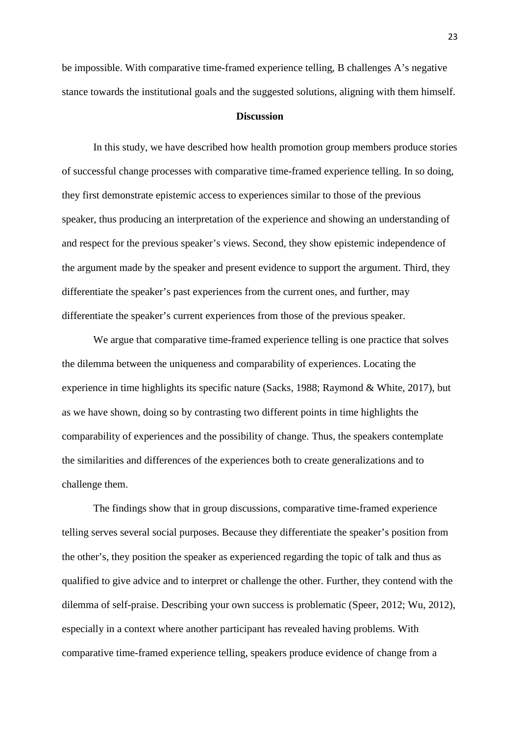be impossible. With comparative time-framed experience telling, B challenges A's negative stance towards the institutional goals and the suggested solutions, aligning with them himself.

## Discussion

In this study, we have described how health promotion group members produce stories of successful change processes with comparative time-framed experience telling. In so doing, they first demonstrate epistemic access to experiences similar to those of the previous speaker, thus producing an interpretation of the experience and showing an understanding of and respect for the previous speaker's views. Second, they show epistemic independence of the argument made by the speaker and present evidence to support the argument. Third, they differentiate the speaker's past experiences from the current ones, and further, may differentiate the speaker's current experiences from those of the previous speaker.

We argue that comparative time-framed experience telling is one practice that solves the dilemma between the uniqueness and comparability of experiences. Locating the experience in time highlights its specific nature (Sacks, 1988; Raymond & White, 2017), but as we have shown, doing so by contrasting two different points in time highlights the comparability of experiences and the possibility of change. Thus, the speakers contemplate the similarities and differences of the experiences both to create generalizations and to challenge them.

The findings show that in group discussions, comparative time-framed experience telling serves several social purposes. Because they differentiate the speaker's position from the other's, they position the speaker as experienced regarding the topic of talk and thus as qualified to give advice and to interpret or challenge the other. Further, they contend with the dilemma of self-praise. Describing your own success is problematic (Speer, 2012; Wu, 2012), especially in a context where another participant has revealed having problems. With comparative time-framed experience telling, speakers produce evidence of change from a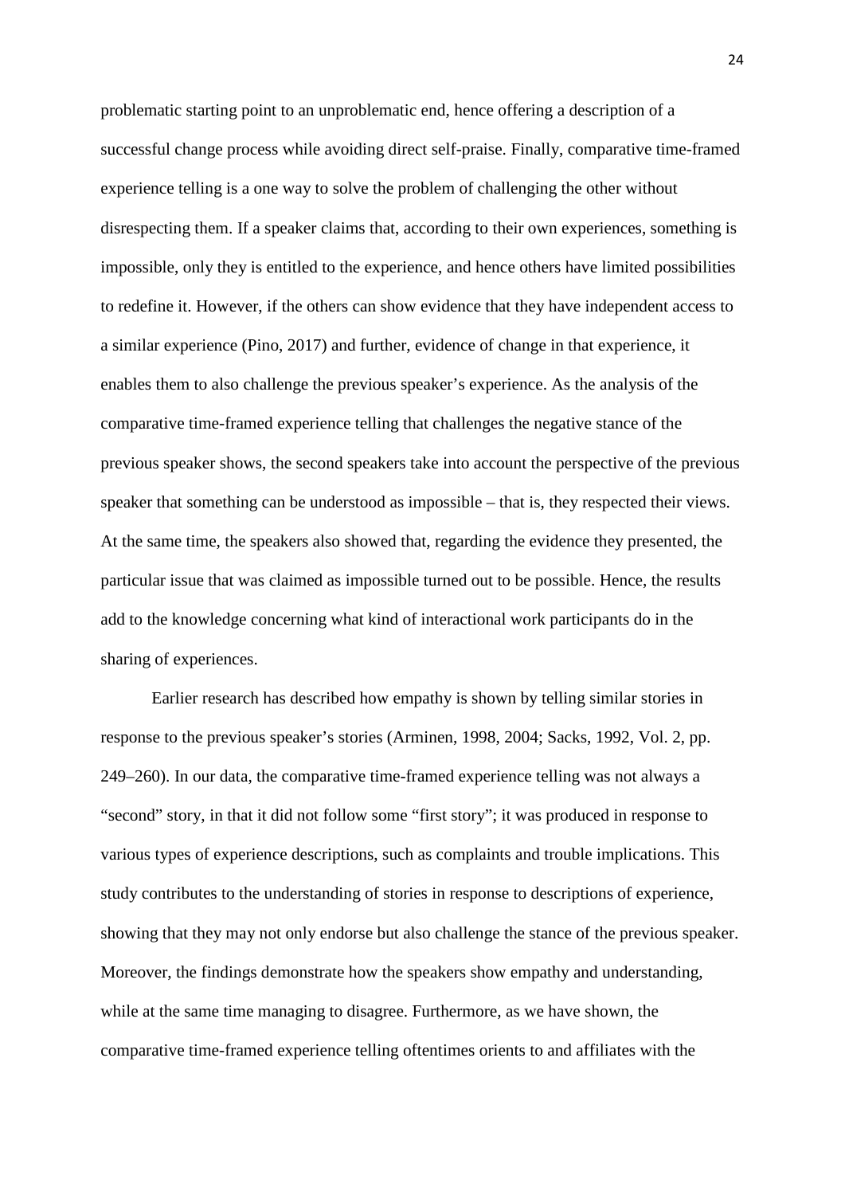problematic starting point to an unproblematic end, hence offering a description of a successful change process while avoiding direct self-praise. Finally, comparative time-framed experience telling is a one way to solve the problem of challenging the other without disrespecting them. If a speaker claims that, according to their own experiences, something is impossible, only they is entitled to the experience, and hence others have limited possibilities to redefine it. However, if the others can show evidence that they have independent access to a similar experience (Pino, 2017) and further, evidence of change in that experience, it enables them to also challenge the previous speaker's experience. As the analysis of the comparative time-framed experience telling that challenges the negative stance of the previous speaker shows, the second speakers take into account the perspective of the previous speaker that something can be understood as impossible – that is, they respected their views. At the same time, the speakers also showed that, regarding the evidence they presented, the particular issue that was claimed as impossible turned out to be possible. Hence, the results add to the knowledge concerning what kind of interactional work participants do in the sharing of experiences.

Earlier research has described how empathy is shown by telling similar stories in response to the previous speaker's stories (Arminen, 1998, 2004; Sacks, 1992, Vol. 2, pp. 249–260). In our data, the comparative time-framed experience telling was not always a "second" story, in that it did not follow some "first story"; it was produced in response to various types of experience descriptions, such as complaints and trouble implications. This study contributes to the understanding of stories in response to descriptions of experience, showing that they may not only endorse but also challenge the stance of the previous speaker. Moreover, the findings demonstrate how the speakers show empathy and understanding, while at the same time managing to disagree. Furthermore, as we have shown, the comparative time-framed experience telling oftentimes orients to and affiliates with the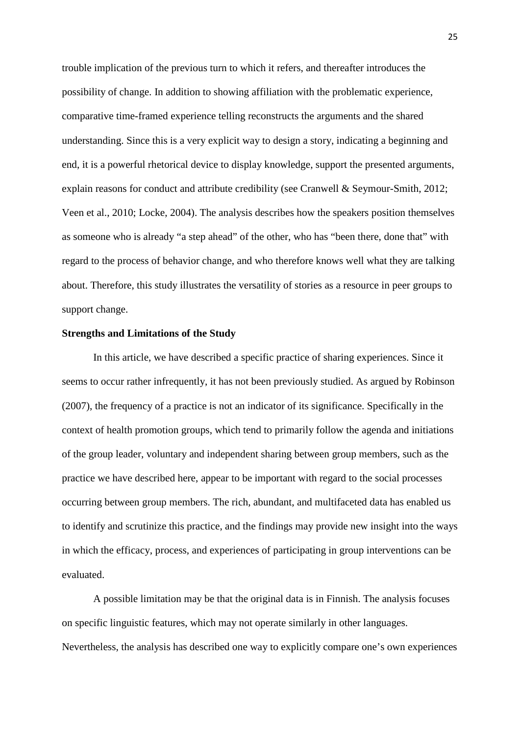trouble implication of the previous turn to which it refers, and thereafter introduces the possibility of change. In addition to showing affiliation with the problematic experience, comparative time-framed experience telling reconstructs the arguments and the shared understanding. Since this is a very explicit way to design a story, indicating a beginning and end, it is a powerful rhetorical device to display knowledge, support the presented arguments, explain reasons for conduct and attribute credibility (see Cranwell & Seymour-Smith, 2012; Veen et al., 2010; Locke, 2004). The analysis describes how the speakers position themselves as someone who is already "a step ahead" of the other, who has "been there, done that" with regard to the process of behavior change, and who therefore knows well what they are talking about. Therefore, this study illustrates the versatility of stories as a resource in peer groups to support change.

**Strengths and Limitations of the Study**

In this article, we have described a specific practice of sharing experiences. Since it seems to occur rather infrequently, it has not been previously studied. As argued by Robinson (2007), the frequency of a practice is not an indicator of its significance. Specifically in the context of health promotion groups, which tend to primarily follow the agenda and initiations of the group leader, voluntary and independent sharing between group members, such as the practice we have described here, appear to be important with regard to the social processes occurring between group members. The rich, abundant, and multifaceted data has enabled us to identify and scrutinize this practice, and the findings may provide new insight into the ways in which the efficacy, process, and experiences of participating in group interventions can be evaluated.

A possible limitation may be that the original data is in Finnish. The analysis focuses on specific linguistic features, which may not operate similarly in other languages. Nevertheless, the analysis has described one way to explicitly compare one's own experiences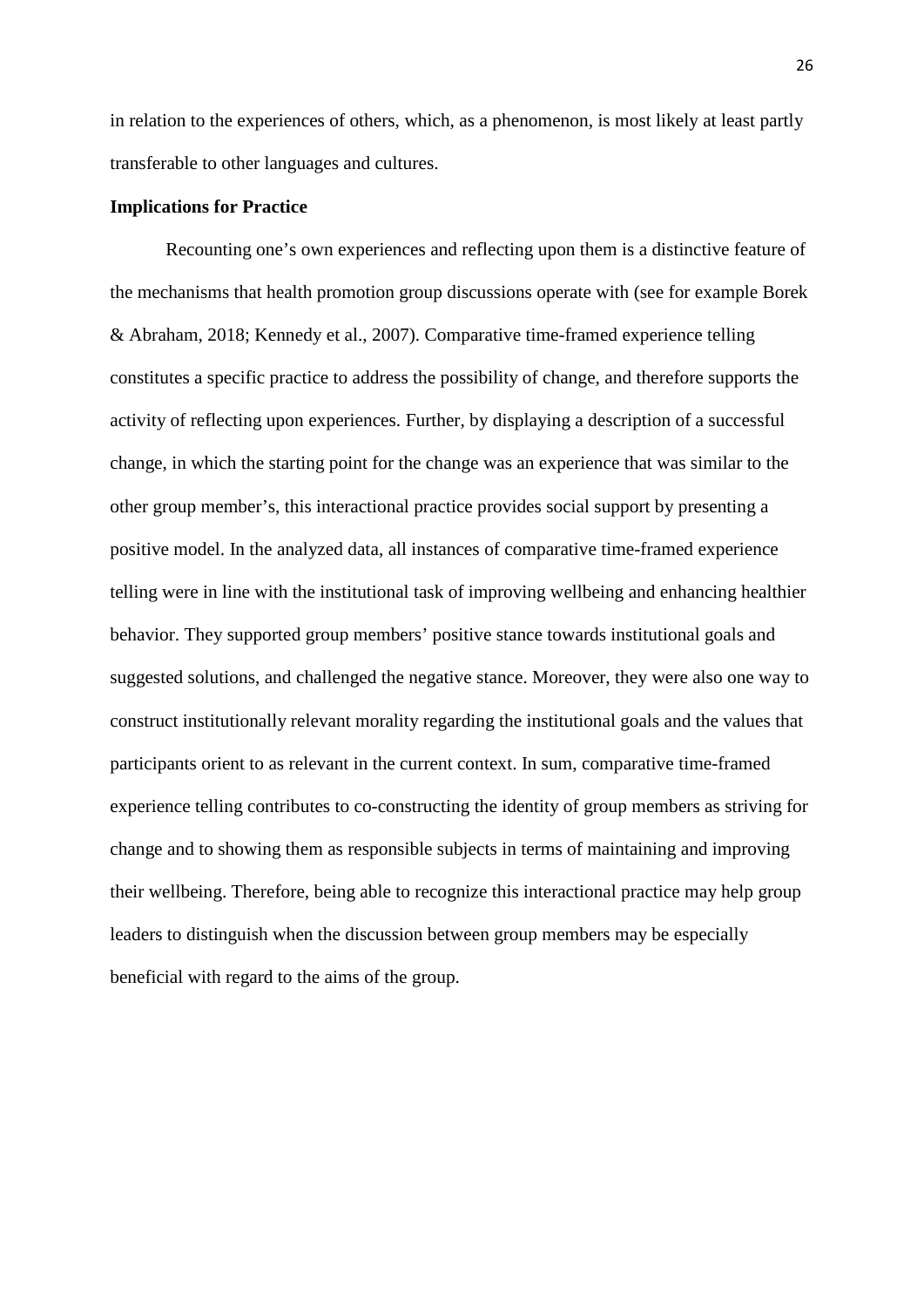in relation to the experiences of others, which, as a phenomenon, is most likely at least partly transferable to other languages and cultures.

**Implications for Practice**

Recounting one's own experiences and reflecting upon them is a distinctive feature of the mechanisms that health promotion group discussions operate with (see for example Borek & Abraham, 2018; Kennedy et al., 2007). Comparative time-framed experience telling constitutes a specific practice to address the possibility of change, and therefore supports the activity of reflecting upon experiences. Further, by displaying a description of a successful change, in which the starting point for the change was an experience that was similar to the other group member's, this interactional practice provides social support by presenting a positive model. In the analyzed data, all instances of comparative time-framed experience telling were in line with the institutional task of improving wellbeing and enhancing healthier behavior. They supported group members' positive stance towards institutional goals and suggested solutions, and challenged the negative stance. Moreover, they were also one way to construct institutionally relevant morality regarding the institutional goals and the values that participants orient to as relevant in the current context. In sum, comparative time-framed experience telling contributes to co-constructing the identity of group members as striving for change and to showing them as responsible subjects in terms of maintaining and improving their wellbeing. Therefore, being able to recognize this interactional practice may help group leaders to distinguish when the discussion between group members may be especially beneficial with regard to the aims of the group.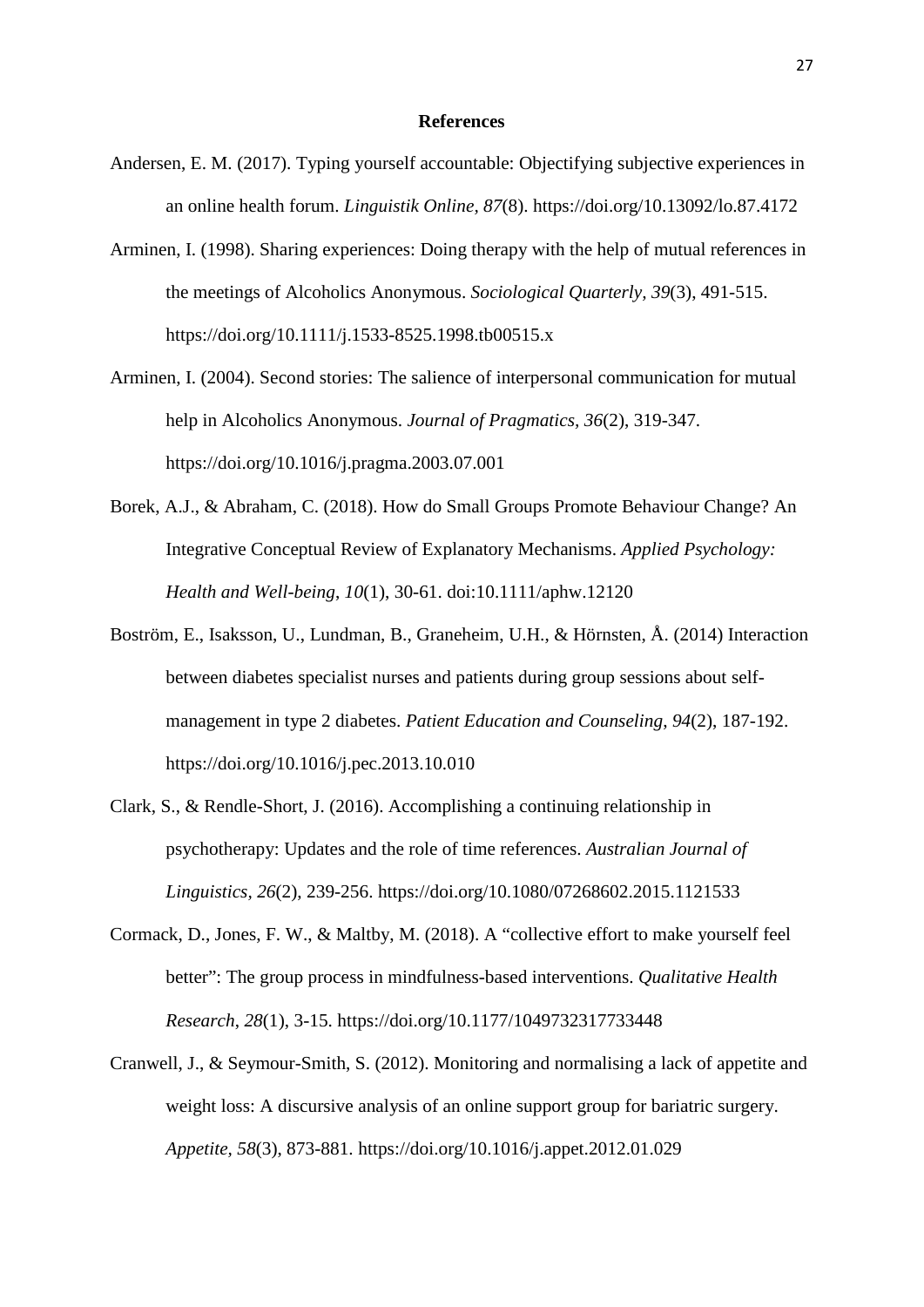## References

Andersen, E. M. (2017). Typing yourself accountable: Objectifying subjective experiences in an online health forum. *Linguistik Online*, *87*(8). https://doi.org/10.13092/lo.87.4172

Arminen, I. (1998). Sharing experiences: Doing therapy with the help of mutual references in the meetings of Alcoholics Anonymous. *Sociological Quarterly, 39*(3), 491-515. https://doi.org/10.1111/j.1533-8525.1998.tb00515.x

Arminen, I. (2004). Second stories: The salience of interpersonal communication for mutual help in Alcoholics Anonymous. *Journal of Pragmatics*, *36*(2), 319-347. https://doi.org/10.1016/j.pragma.2003.07.001

Borek, A.J., & Abraham, C. (2018). How do Small Groups Promote Behaviour Change? An Integrative Conceptual Review of Explanatory Mechanisms. *Applied Psychology: Health and Well-being*, *10*(1), 30-61. doi:10.1111/aphw.12120

Boström, E., Isaksson, U., Lundman, B., Graneheim, U.H., & Hörnsten, Å. (2014) Interaction between diabetes specialist nurses and patients during group sessions about self-management in type 2 diabetes. *Patient Education and Counseling*, *94*(2), 187-192. https://doi.org/10.1016/j.pec.2013.10.010

Clark, S., & Rendle-Short, J. (2016). Accomplishing a continuing relationship in psychotherapy: Updates and the role of time references. *Australian Journal of Linguistics*, *26*(2), 239-256. https://doi.org/10.1080/07268602.2015.1121533

Cormack, D., Jones, F. W., & Maltby, M. (2018). A "collective effort to make yourself feel better": The group process in mindfulness-based interventions. *Qualitative Health Research*, *28*(1), 3-15. https://doi.org/10.1177/1049732317733448

Cranwell, J., & Seymour-Smith, S. (2012). Monitoring and normalising a lack of appetite and weight loss: A discursive analysis of an online support group for bariatric surgery. *Appetite, 58*(3), 873-881. https://doi.org/10.1016/j.appet.2012.01.029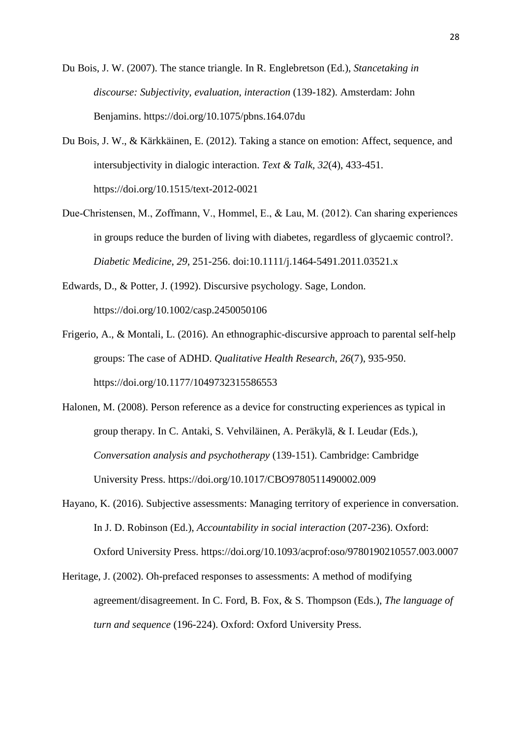Du Bois, J. W. (2007). The stance triangle. In R. Englebretson (Ed.), *Stancetaking in discourse: Subjectivity, evaluation, interaction* (139-182). Amsterdam: John Benjamins. https://doi.org/10.1075/pbns.164.07du

Du Bois, J. W., & Kärkkäinen, E. (2012). Taking a stance on emotion: Affect, sequence, and intersubjectivity in dialogic interaction. *Text & Talk, 32*(4), 433-451. https://doi.org/10.1515/text-2012-0021

Due-Christensen, M., Zoffmann, V., Hommel, E., & Lau, M. (2012). Can sharing experiences in groups reduce the burden of living with diabetes, regardless of glycaemic control?. *Diabetic Medicine*, *29*, 251-256. doi:10.1111/j.1464-5491.2011.03521.x

Edwards, D., & Potter, J. (1992). Discursive psychology. Sage, London. https://doi.org/10.1002/casp.2450050106

Frigerio, A., & Montali, L. (2016). An ethnographic-discursive approach to parental self-help groups: The case of ADHD. *Qualitative Health Research*, *26*(7), 935-950. https://doi.org/10.1177/1049732315586553

Halonen, M. (2008). Person reference as a device for constructing experiences as typical in group therapy. In C. Antaki, S. Vehviläinen, A. Peräkylä, & I. Leudar (Eds.), *Conversation analysis and psychotherapy* (139-151). Cambridge: Cambridge University Press. https://doi.org/10.1017/CBO9780511490002.009

Hayano, K. (2016). Subjective assessments: Managing territory of experience in conversation. In J. D. Robinson (Ed.), *Accountability in social interaction* (207-236). Oxford: Oxford University Press. https://doi.org/10.1093/acprof:oso/9780190210557.003.0007

Heritage, J. (2002). Oh-prefaced responses to assessments: A method of modifying agreement/disagreement. In C. Ford, B. Fox, & S. Thompson (Eds.), *The language of turn and sequence* (196-224). Oxford: Oxford University Press.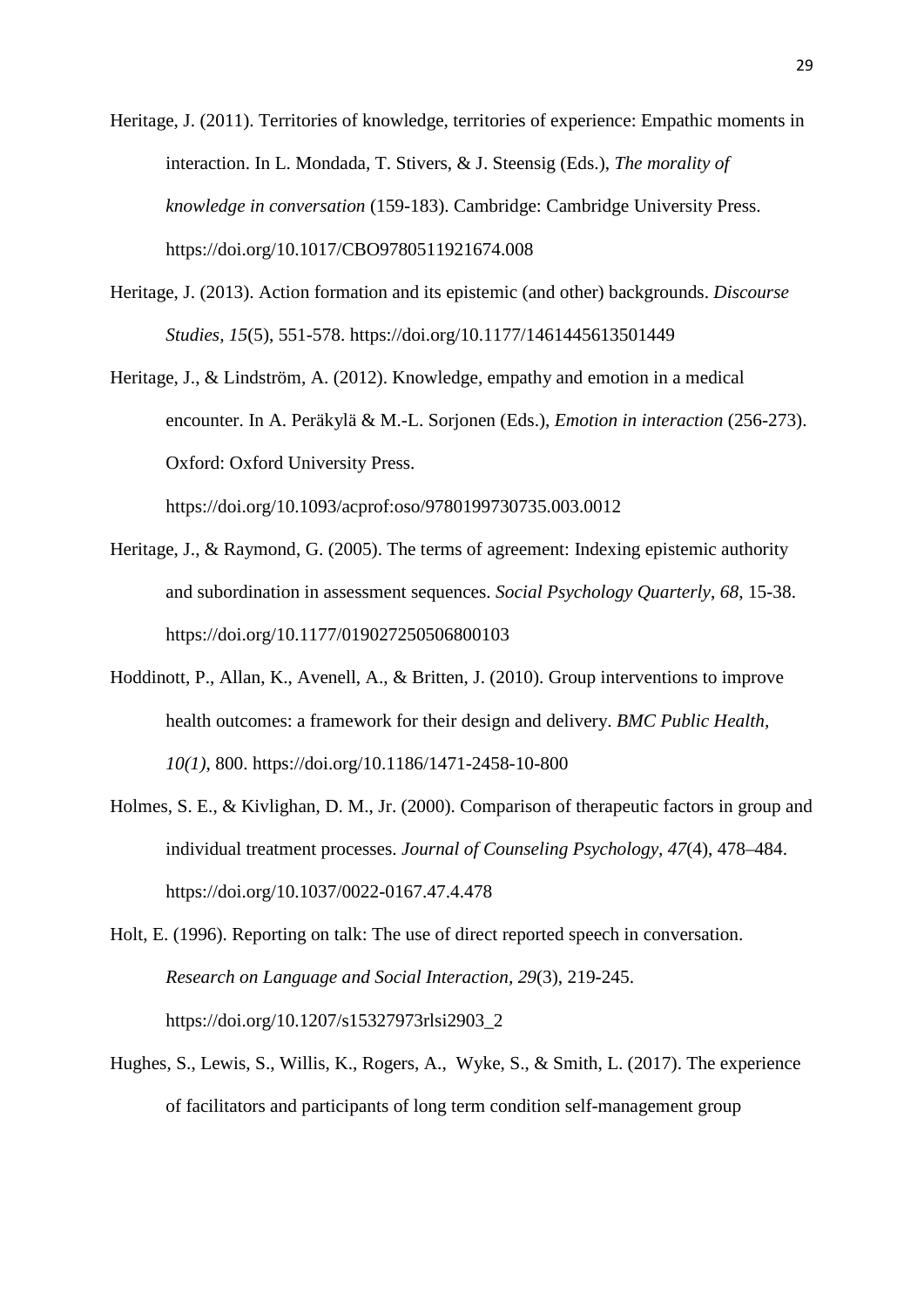Heritage, J. (2011). Territories of knowledge, territories of experience: Empathic moments in interaction. In L. Mondada, T. Stivers, & J. Steensig (Eds.), *The morality of knowledge in conversation* (159-183). Cambridge: Cambridge University Press. https://doi.org/10.1017/CBO9780511921674.008

Heritage, J. (2013). Action formation and its epistemic (and other) backgrounds. *Discourse Studies*, *15*(5), 551-578. https://doi.org/10.1177/1461445613501449

Heritage, J., & Lindström, A. (2012). Knowledge, empathy and emotion in a medical encounter. In A. Peräkylä & M.-L. Sorjonen (Eds.), *Emotion in interaction* (256-273). Oxford: Oxford University Press. https://doi.org/10.1093/acprof:oso/9780199730735.003.0012

Heritage, J., & Raymond, G. (2005). The terms of agreement: Indexing epistemic authority and subordination in assessment sequences. *Social Psychology Quarterly*, *68*, 15-38. https://doi.org/10.1177/019027250506800103

Hoddinott, P., Allan, K., Avenell, A., & Britten, J. (2010). Group interventions to improve health outcomes: a framework for their design and delivery. *BMC Public Health, 10(1)*, 800. https://doi.org/10.1186/1471-2458-10-800

Holmes, S. E., & Kivlighan, D. M., Jr. (2000). Comparison of therapeutic factors in group and individual treatment processes. *Journal of Counseling Psychology, 47*(4), 478–484. https://doi.org/10.1037/0022-0167.47.4.478

Holt, E. (1996). Reporting on talk: The use of direct reported speech in conversation. *Research on Language and Social Interaction*, *29*(3), 219-245. https://doi.org/10.1207/s15327973rlsi2903_2

Hughes, S., Lewis, S., Willis, K., Rogers, A., Wyke, S., & Smith, L. (2017). The experience of facilitators and participants of long term condition self-management group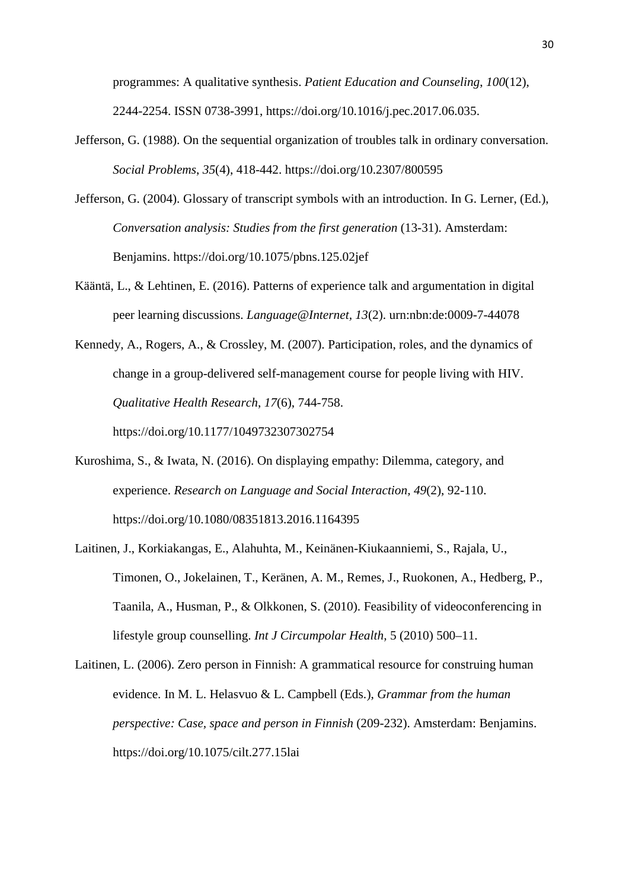programmes: A qualitative synthesis. *Patient Education and Counseling, 100*(12), 2244-2254. ISSN 0738-3991, https://doi.org/10.1016/j.pec.2017.06.035.

Jefferson, G. (1988). On the sequential organization of troubles talk in ordinary conversation. *Social Problems*, *35*(4), 418-442. https://doi.org/10.2307/800595

Jefferson, G. (2004). Glossary of transcript symbols with an introduction. In G. Lerner, (Ed.), *Conversation analysis: Studies from the first generation* (13-31). Amsterdam: Benjamins. https://doi.org/10.1075/pbns.125.02jef

Kääntä, L., & Lehtinen, E. (2016). Patterns of experience talk and argumentation in digital peer learning discussions. *Language@Internet*, *13*(2). urn:nbn:de:0009-7-44078

Kennedy, A., Rogers, A., & Crossley, M. (2007). Participation, roles, and the dynamics of change in a group-delivered self-management course for people living with HIV. *Qualitative Health Research*, *17*(6), 744-758. https://doi.org/10.1177/1049732307302754

Kuroshima, S., & Iwata, N. (2016). On displaying empathy: Dilemma, category, and experience. *Research on Language and Social Interaction, 49*(2), 92-110. https://doi.org/10.1080/08351813.2016.1164395

Laitinen, J., Korkiakangas, E., Alahuhta, M., Keinänen-Kiukaanniemi, S., Rajala, U., Timonen, O., Jokelainen, T., Keränen, A. M., Remes, J., Ruokonen, A., Hedberg, P., Taanila, A., Husman, P., & Olkkonen, S. (2010). Feasibility of videoconferencing in lifestyle group counselling. *Int J Circumpolar Health,* 5 (2010) 500–11.

Laitinen, L. (2006). Zero person in Finnish: A grammatical resource for construing human evidence. In M. L. Helasvuo & L. Campbell (Eds.), *Grammar from the human perspective: Case, space and person in Finnish* (209-232). Amsterdam: Benjamins. https://doi.org/10.1075/cilt.277.15lai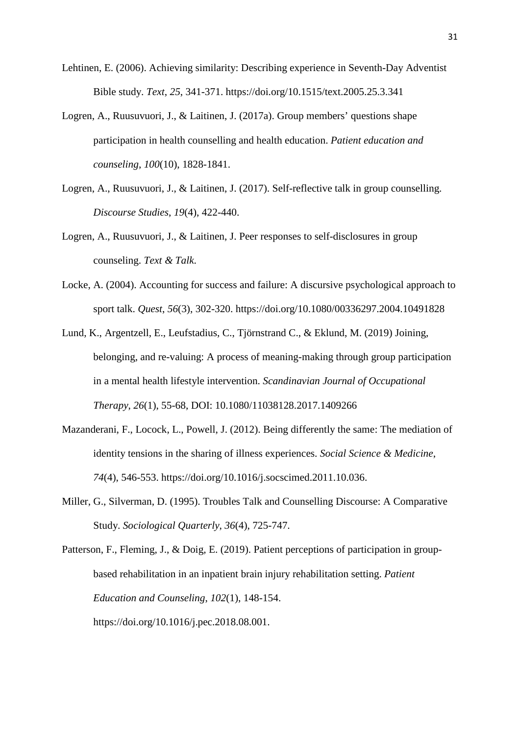Lehtinen, E. (2006). Achieving similarity: Describing experience in Seventh-Day Adventist Bible study. *Text*, *25*, 341-371. https://doi.org/10.1515/text.2005.25.3.341

Logren, A., Ruusuvuori, J., & Laitinen, J. (2017a). Group members' questions shape participation in health counselling and health education. *Patient education and counseling*, *100*(10), 1828-1841.

Logren, A., Ruusuvuori, J., & Laitinen, J. (2017). Self-reflective talk in group counselling. *Discourse Studies*, *19*(4), 422-440.

Logren, A., Ruusuvuori, J., & Laitinen, J. Peer responses to self-disclosures in group counseling. *Text & Talk.*

Locke, A. (2004). Accounting for success and failure: A discursive psychological approach to sport talk. *Quest*, *56*(3), 302-320. https://doi.org/10.1080/00336297.2004.10491828

Lund, K., Argentzell, E., Leufstadius, C., Tjörnstrand C., & Eklund, M. (2019) Joining, belonging, and re-valuing: A process of meaning-making through group participation in a mental health lifestyle intervention. *Scandinavian Journal of Occupational Therapy*, *26*(1), 55-68, DOI: 10.1080/11038128.2017.1409266

Mazanderani, F., Locock, L., Powell, J. (2012). Being differently the same: The mediation of identity tensions in the sharing of illness experiences. *Social Science & Medicine*, *74*(4), 546-553. https://doi.org/10.1016/j.socscimed.2011.10.036.

Miller, G., Silverman, D. (1995). Troubles Talk and Counselling Discourse: A Comparative Study. *Sociological Quarterly*, *36*(4), 725-747.

Patterson, F., Fleming, J., & Doig, E. (2019). Patient perceptions of participation in group-based rehabilitation in an inpatient brain injury rehabilitation setting. *Patient Education and Counseling*, *102*(1), 148-154. https://doi.org/10.1016/j.pec.2018.08.001.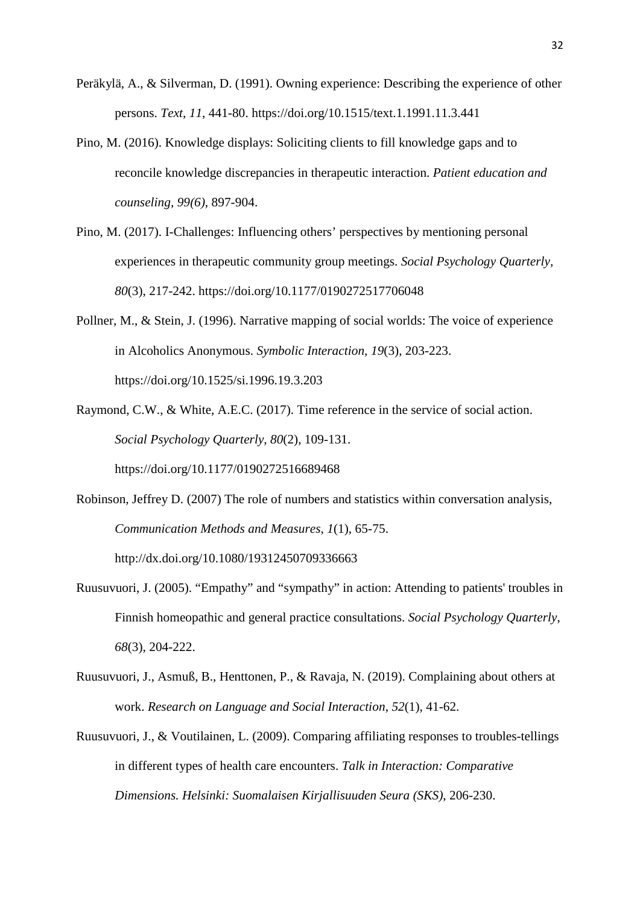Peräkylä, A., & Silverman, D. (1991). Owning experience: Describing the experience of other persons. *Text*, *11*, 441-80. https://doi.org/10.1515/text.1.1991.11.3.441

Pino, M. (2016). Knowledge displays: Soliciting clients to fill knowledge gaps and to reconcile knowledge discrepancies in therapeutic interaction. *Patient education and counseling*, *99(6)*, 897-904.

Pino, M. (2017). I-Challenges: Influencing others' perspectives by mentioning personal experiences in therapeutic community group meetings. *Social Psychology Quarterly*, *80*(3), 217-242. https://doi.org/10.1177/0190272517706048

Pollner, M., & Stein, J. (1996). Narrative mapping of social worlds: The voice of experience in Alcoholics Anonymous. *Symbolic Interaction*, *19*(3), 203-223. https://doi.org/10.1525/si.1996.19.3.203

Raymond, C.W., & White, A.E.C. (2017). Time reference in the service of social action. *Social Psychology Quarterly, 80*(2), 109-131. https://doi.org/10.1177/0190272516689468

Robinson, Jeffrey D. (2007) The role of numbers and statistics within conversation analysis, *Communication Methods and Measures*, *1*(1), 65-75. http://dx.doi.org/10.1080/19312450709336663

Ruusuvuori, J. (2005). "Empathy" and "sympathy" in action: Attending to patients' troubles in Finnish homeopathic and general practice consultations. *Social Psychology Quarterly*, *68*(3), 204-222.

Ruusuvuori, J., Asmuß, B., Henttonen, P., & Ravaja, N. (2019). Complaining about others at work. *Research on Language and Social Interaction*, *52*(1), 41-62.

Ruusuvuori, J., & Voutilainen, L. (2009). Comparing affiliating responses to troubles-tellings in different types of health care encounters. *Talk in Interaction: Comparative Dimensions. Helsinki: Suomalaisen Kirjallisuuden Seura (SKS)*, 206-230.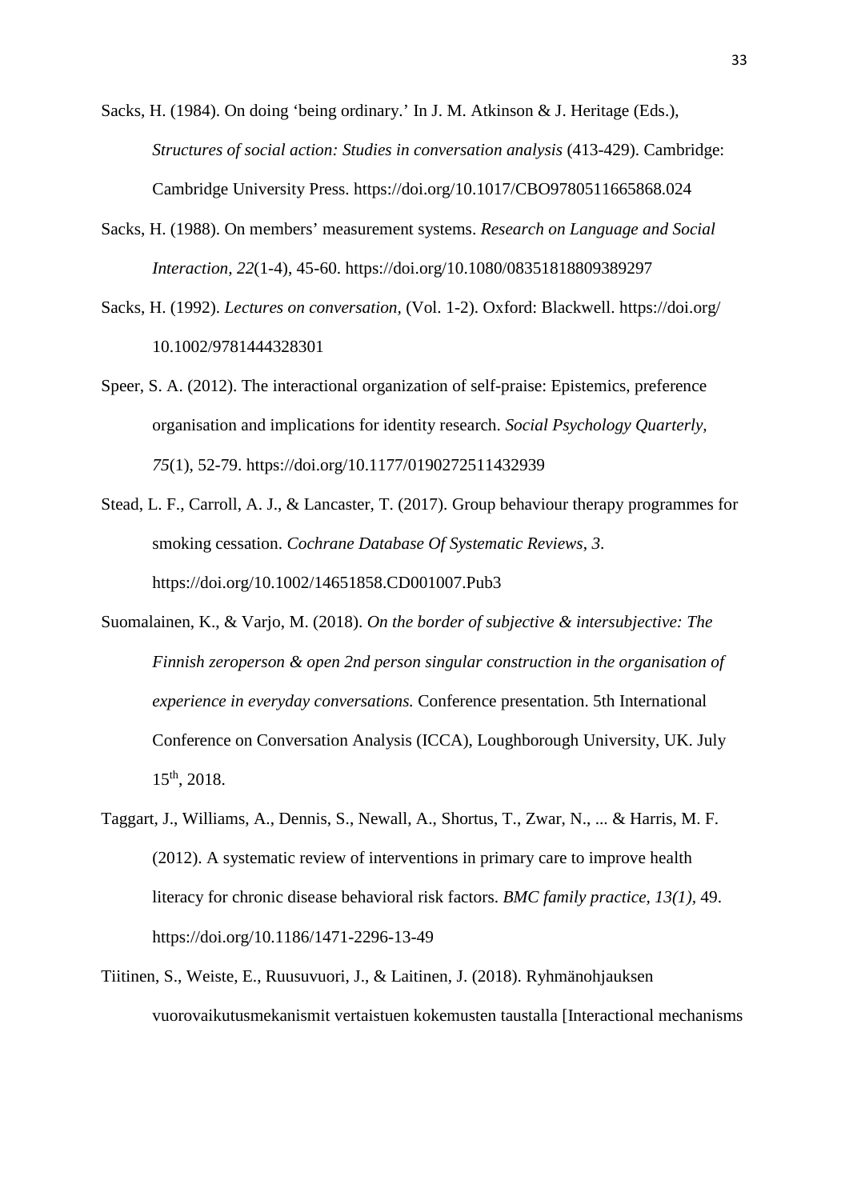Sacks, H. (1984). On doing 'being ordinary.' In J. M. Atkinson & J. Heritage (Eds.), *Structures of social action: Studies in conversation analysis* (413-429). Cambridge: Cambridge University Press. https://doi.org/10.1017/CBO9780511665868.024

Sacks, H. (1988). On members' measurement systems. *Research on Language and Social Interaction, 22*(1-4), 45-60. https://doi.org/10.1080/08351818809389297

Sacks, H. (1992). *Lectures on conversation,* (Vol. 1-2). Oxford: Blackwell. https://doi.org/ 10.1002/9781444328301

Speer, S. A. (2012). The interactional organization of self-praise: Epistemics, preference organisation and implications for identity research. *Social Psychology Quarterly, 75*(1), 52-79. https://doi.org/10.1177/0190272511432939

Stead, L. F., Carroll, A. J., & Lancaster, T. (2017). Group behaviour therapy programmes for smoking cessation. *Cochrane Database Of Systematic Reviews*, *3*. https://doi.org/10.1002/14651858.CD001007.Pub3

Suomalainen, K., & Varjo, M. (2018). *On the border of subjective & intersubjective: The Finnish zeroperson & open 2nd person singular construction in the organisation of experience in everyday conversations.* Conference presentation. 5th International Conference on Conversation Analysis (ICCA), Loughborough University, UK. July 15th, 2018.

Taggart, J., Williams, A., Dennis, S., Newall, A., Shortus, T., Zwar, N., ... & Harris, M. F. (2012). A systematic review of interventions in primary care to improve health literacy for chronic disease behavioral risk factors. *BMC family practice, 13(1),* 49. https://doi.org/10.1186/1471-2296-13-49

Tiitinen, S., Weiste, E., Ruusuvuori, J., & Laitinen, J. (2018). Ryhmänohjauksen vuorovaikutusmekanismit vertaistuen kokemusten taustalla [Interactional mechanisms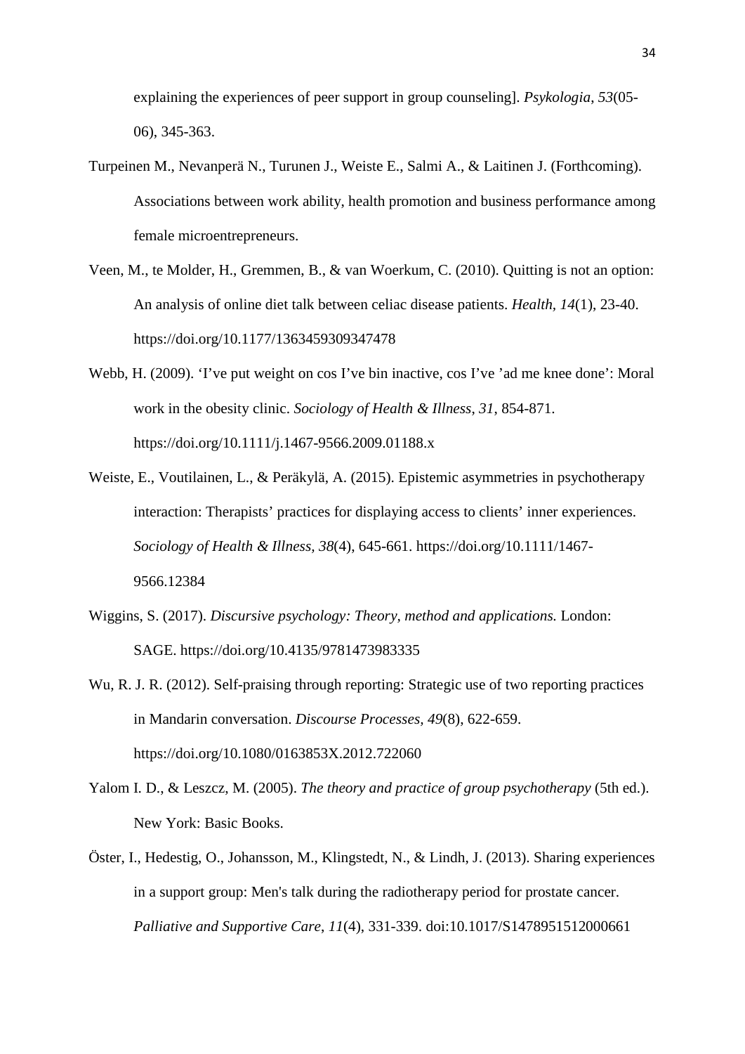explaining the experiences of peer support in group counseling]. *Psykologia*, *53*(05-06), 345-363.

Turpeinen M., Nevanperä N., Turunen J., Weiste E., Salmi A., & Laitinen J. (Forthcoming). Associations between work ability, health promotion and business performance among female microentrepreneurs.

Veen, M., te Molder, H., Gremmen, B., & van Woerkum, C. (2010). Quitting is not an option: An analysis of online diet talk between celiac disease patients. *Health*, *14*(1), 23-40. https://doi.org/10.1177/1363459309347478

Webb, H. (2009). 'I've put weight on cos I've bin inactive, cos I've 'ad me knee done': Moral work in the obesity clinic. *Sociology of Health & Illness*, *31*, 854-871. https://doi.org/10.1111/j.1467-9566.2009.01188.x

Weiste, E., Voutilainen, L., & Peräkylä, A. (2015). Epistemic asymmetries in psychotherapy interaction: Therapists' practices for displaying access to clients' inner experiences. *Sociology of Health & Illness*, *38*(4), 645-661. https://doi.org/10.1111/1467-9566.12384

Wiggins, S. (2017). *Discursive psychology: Theory, method and applications.* London: SAGE. https://doi.org/10.4135/9781473983335

Wu, R. J. R. (2012). Self-praising through reporting: Strategic use of two reporting practices in Mandarin conversation. *Discourse Processes*, *49*(8), 622-659. https://doi.org/10.1080/0163853X.2012.722060

Yalom I. D., & Leszcz, M. (2005). *The theory and practice of group psychotherapy* (5th ed.). New York: Basic Books.

Öster, I., Hedestig, O., Johansson, M., Klingstedt, N., & Lindh, J. (2013). Sharing experiences in a support group: Men's talk during the radiotherapy period for prostate cancer. *Palliative and Supportive Care*, *11*(4), 331-339. doi:10.1017/S1478951512000661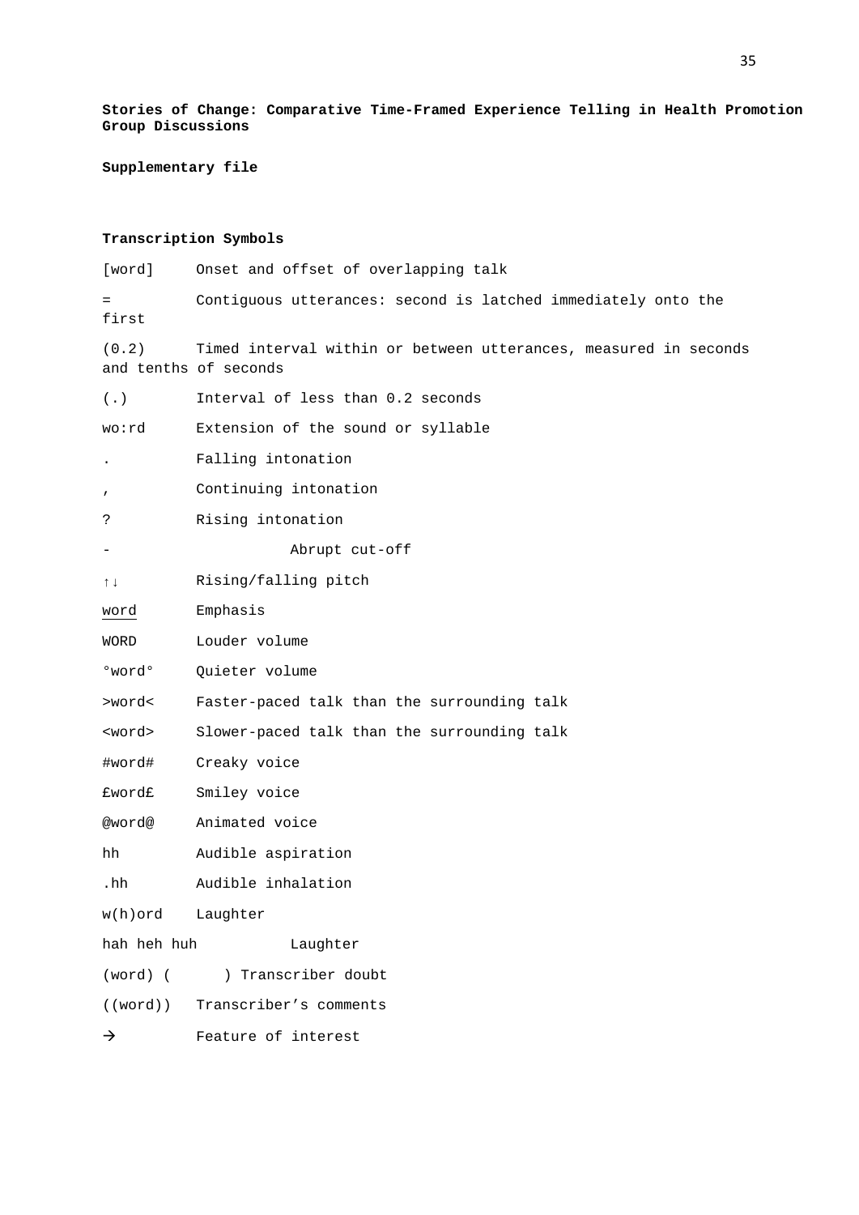**Stories of Change: Comparative Time-Framed Experience Telling in Health Promotion Group Discussions**

**Supplementary file**

**Transcription Symbols**

| Symbol | Meaning |
| --- | --- |
| [word] | Onset and offset of overlapping talk |
| = | Contiguous utterances: second is latched immediately onto the first |
| (0.2) | Timed interval within or between utterances, measured in seconds and tenths of seconds |
| (.) | Interval of less than 0.2 seconds |
| wo:rd | Extension of the sound or syllable |
| . | Falling intonation |
| , | Continuing intonation |
| ? | Rising intonation |
| - | Abrupt cut-off |
| ↑↓ | Rising/falling pitch |
| <u>word</u> | Emphasis |
| WORD | Louder volume |
| °word° | Quieter volume |
| >word< | Faster-paced talk than the surrounding talk |
| <word> | Slower-paced talk than the surrounding talk |
| #word# | Creaky voice |
| £word£ | Smiley voice |
| @word@ | Animated voice |
| hh | Audible aspiration |
| .hh | Audible inhalation |
| w(h)ord | Laughter |
| hah heh huh | Laughter |
| (word) (    ) | Transcriber doubt |
| ((word)) | Transcriber's comments |
| → | Feature of interest |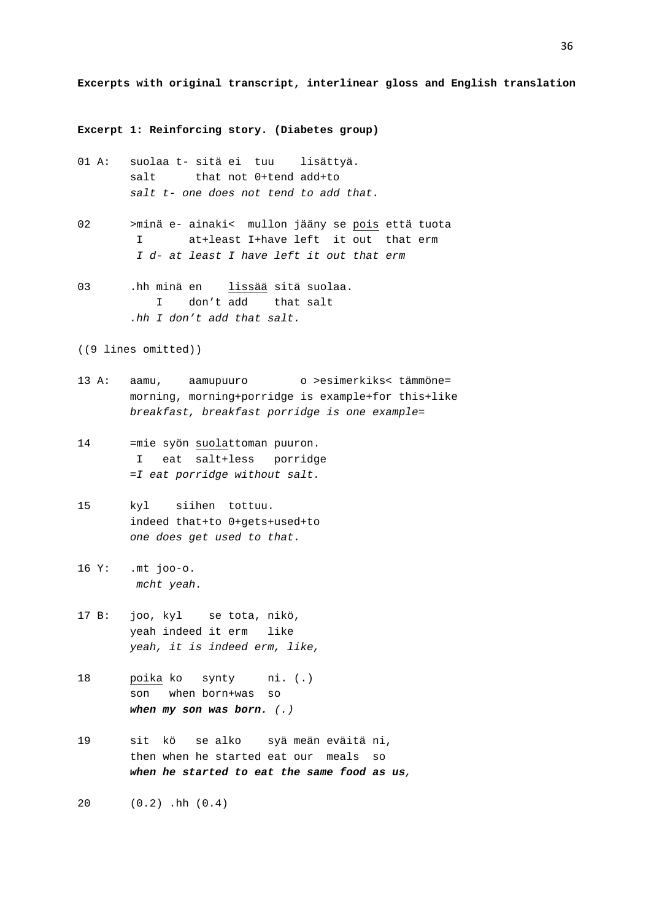**Excerpts with original transcript, interlinear gloss and English translation**

**Excerpt 1: Reinforcing story. (Diabetes group)**

```
01 A:   suolaa t- sitä ei  tuu    lisättyä.
        salt      that not 0+tend add+to
        salt t- one does not tend to add that.

02      >minä e- ainaki<  mullon jääny se pois että tuota
         I       at+least I+have left  it out  that erm
         I d- at least I have left it out that erm

03      .hh minä en    lissää sitä suolaa.
            I    don't add    that salt
        .hh I don't add that salt.

((9 lines omitted))

13 A:   aamu,    aamupuuro        o >esimerkiks< tämmöne=
        morning, morning+porridge is example+for this+like
        breakfast, breakfast porridge is one example=

14      =mie syön suolattoman puuron.
         I   eat  salt+less   porridge
        =I eat porridge without salt.

15      kyl    siihen  tottuu.
        indeed that+to 0+gets+used+to
        one does get used to that.

16 Y:   .mt joo-o.
         mcht yeah.

17 B:   joo, kyl    se tota, nikö,
        yeah indeed it erm   like
        yeah, it is indeed erm, like,

18      poika ko   synty     ni. (.)
        son   when born+was  so
        when my son was born. (.)

19      sit  kö   se alko    syä meän eväitä ni,
        then when he started eat our  meals  so
        when he started to eat the same food as us,

20      (0.2) .hh (0.4)
```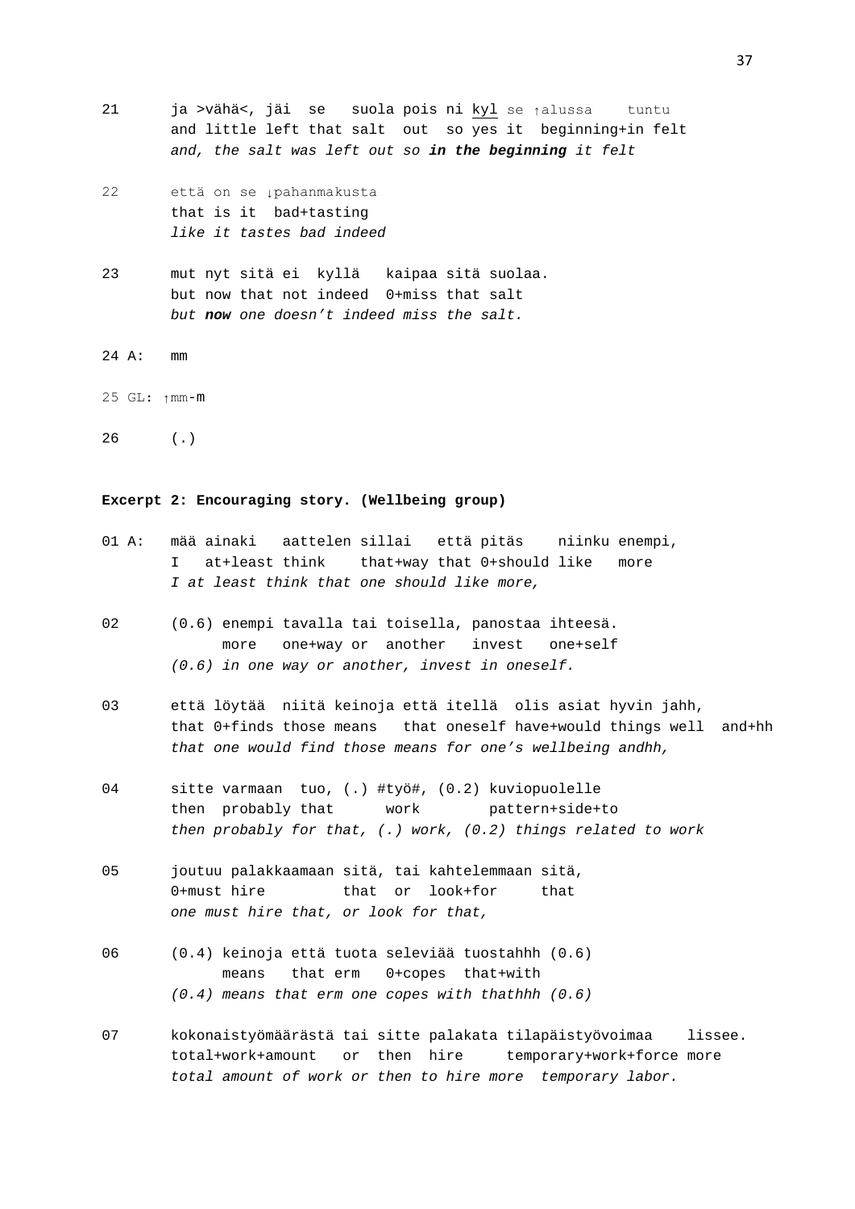```
21      ja >vähä<, jäi  se   suola pois ni kyl se ↑alussa    tuntu
        and little left that salt  out  so yes it  beginning+in felt
```
*and, the salt was left out so **in the beginning** it felt*

```
22      että on se ↓pahanmakusta
        that is it  bad+tasting
```
*like it tastes bad indeed*

```
23      mut nyt sitä ei  kyllä   kaipaa sitä suolaa.
        but now that not indeed  0+miss that salt
```
*but **now** one doesn't indeed miss the salt.*

```
24 A:   mm

25 GL: ↑mm-m

26      (.)
```

**Excerpt 2: Encouraging story. (Wellbeing group)**

```
01 A:   mää ainaki   aattelen sillai   että pitäs    niinku enempi,
        I   at+least think    that+way that 0+should like   more
```
*I at least think that one should like more,*

```
02      (0.6) enempi tavalla tai toisella, panostaa ihteesä.
              more   one+way or  another   invest   one+self
```
*(0.6) in one way or another, invest in oneself.*

```
03      että löytää  niitä keinoja että itellä  olis asiat hyvin jahh,
        that 0+finds those means   that oneself have+would things well  and+hh
```
*that one would find those means for one's wellbeing andhh,*

```
04      sitte varmaan  tuo, (.) #työ#, (0.2) kuviopuolelle
        then  probably that      work        pattern+side+to
```
*then probably for that, (.) work, (0.2) things related to work*

```
05      joutuu palakkaamaan sitä, tai kahtelemmaan sitä,
        0+must hire         that  or  look+for     that
```
*one must hire that, or look for that,*

```
06      (0.4) keinoja että tuota seleviää tuostahhh (0.6)
              means   that erm   0+copes  that+with
```
*(0.4) means that erm one copes with thathhh (0.6)*

```
07      kokonaistyömäärästä tai sitte palakata tilapäistyövoimaa    lissee.
        total+work+amount   or  then  hire     temporary+work+force more
```
*total amount of work or then to hire more  temporary labor.*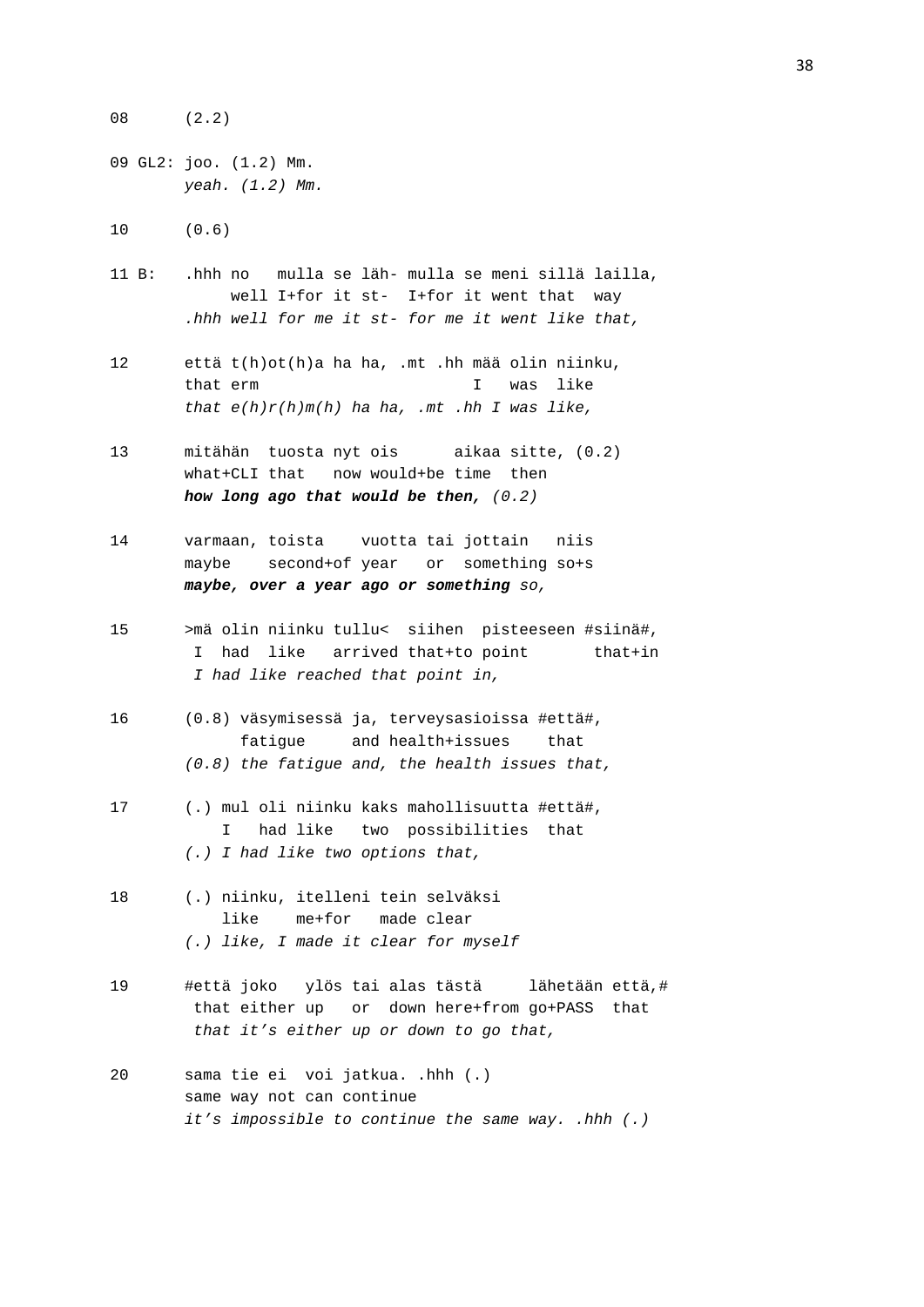```
08      (2.2)

09 GL2: joo. (1.2) Mm.
        yeah. (1.2) Mm.

10      (0.6)

11 B:   .hhh no   mulla se läh- mulla se meni sillä lailla,
             well I+for it st-  I+for it went that  way
        .hhh well for me it st- for me it went like that,

12      että t(h)ot(h)a ha ha, .mt .hh mää olin niinku,
        that erm                      I   was  like
        that e(h)r(h)m(h) ha ha, .mt .hh I was like,

13      mitähän  tuosta nyt ois      aikaa sitte, (0.2)
        what+CLI that   now would+be time  then
        how long ago that would be then, (0.2)

14      varmaan, toista    vuotta tai jottain   niis
        maybe    second+of year   or  something so+s
        maybe, over a year ago or something so,

15      >mä olin niinku tullu<  siihen  pisteeseen #siinä#,
         I  had  like   arrived that+to point       that+in
         I had like reached that point in,

16      (0.8) väsymisessä ja, terveysasioissa #että#,
              fatigue     and health+issues    that
        (0.8) the fatigue and, the health issues that,

17      (.) mul oli niinku kaks mahollisuutta #että#,
            I   had like   two  possibilities  that
        (.) I had like two options that,

18      (.) niinku, itelleni tein selväksi
            like    me+for   made clear
        (.) like, I made it clear for myself

19      #että joko   ylös tai alas tästä     lähetään että,#
         that either up   or  down here+from go+PASS  that
         that it's either up or down to go that,

20      sama tie ei  voi jatkua. .hhh (.)
        same way not can continue
        it's impossible to continue the same way. .hhh (.)
```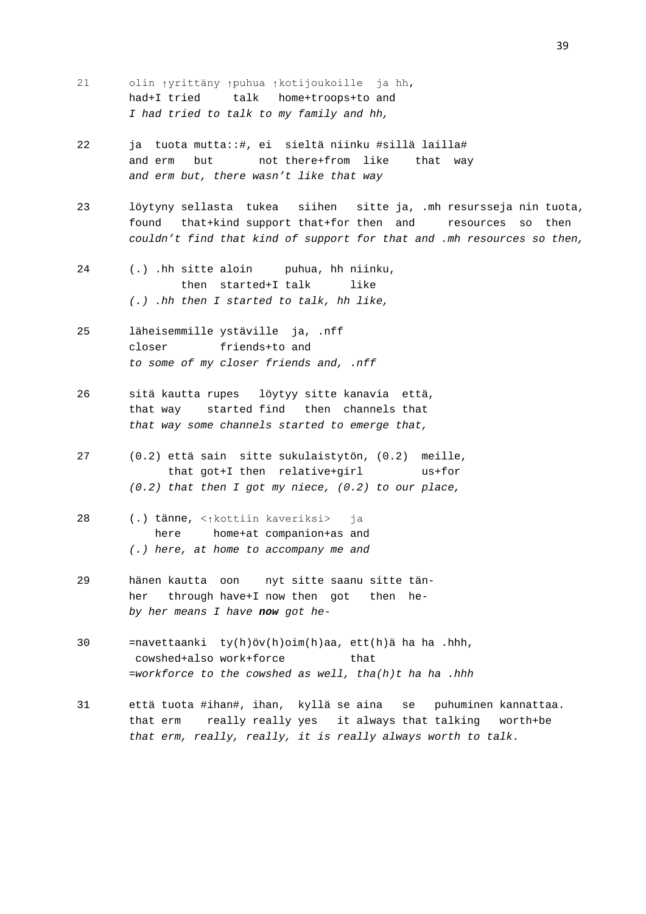```
21      olin ↑yrittäny ↑puhua ↑kotijoukoille  ja hh,
        had+I tried     talk   home+troops+to and
        I had tried to talk to my family and hh,

22      ja  tuota mutta::#, ei  sieltä niinku #sillä lailla#
        and erm   but       not there+from  like    that  way
        and erm but, there wasn't like that way

23      löytyny sellasta  tukea   siihen   sitte ja, .mh resursseja nin tuota,
        found   that+kind support that+for then  and     resources  so  then
        couldn't find that kind of support for that and .mh resources so then,

24      (.) .hh sitte aloin     puhua, hh niinku,
                then  started+I talk      like
        (.) .hh then I started to talk, hh like,

25      läheisemmille ystäville  ja, .nff
        closer        friends+to and
        to some of my closer friends and, .nff

26      sitä kautta rupes   löytyy sitte kanavia  että,
        that way    started find   then  channels that
        that way some channels started to emerge that,

27      (0.2) että sain  sitte sukulaistytön, (0.2)  meille,
              that got+I then  relative+girl         us+for
        (0.2) that then I got my niece, (0.2) to our place,

28      (.) tänne, <↑kottiin kaveriksi>   ja
            here     home+at companion+as and
        (.) here, at home to accompany me and

29      hänen kautta  oon    nyt sitte saanu sitte tän-
        her   through have+I now then  got   then  he-
        by her means I have now got he-

30      =navettaanki  ty(h)öv(h)oim(h)aa, ett(h)ä ha ha .hhh,
         cowshed+also work+force          that
        =workforce to the cowshed as well, tha(h)t ha ha .hhh

31      että tuota #ihan#, ihan,  kyllä se aina   se   puhuminen kannattaa.
        that erm    really really yes   it always that talking   worth+be
        that erm, really, really, it is really always worth to talk.
```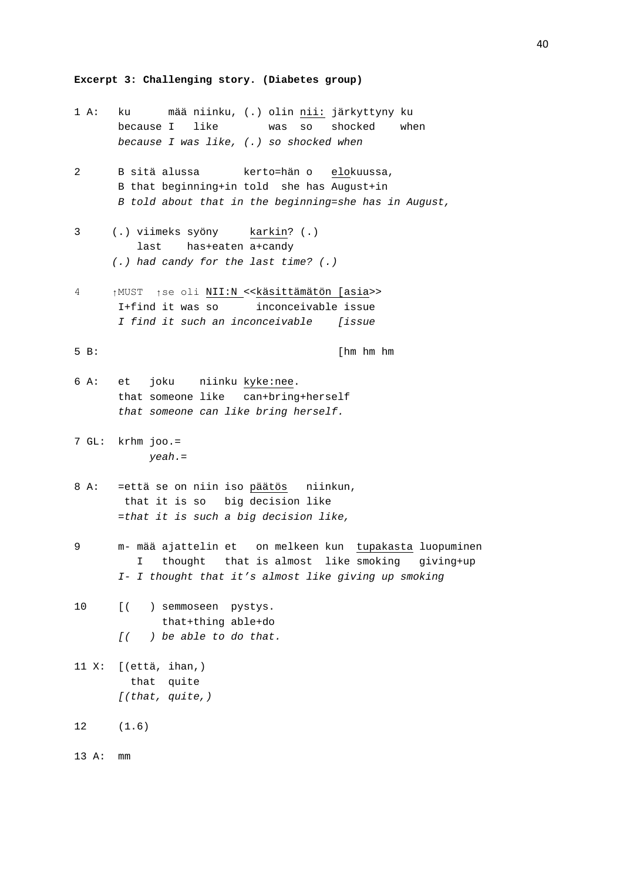**Excerpt 3: Challenging story. (Diabetes group)**

```
1 A:   ku      mää niinku, (.) olin nii: järkyttyny ku
       because I   like        was  so   shocked    when
       because I was like, (.) so shocked when

2      B sitä alussa       kerto=hän o   elokuussa,
       B that beginning+in told  she has August+in
       B told about that in the beginning=she has in August,

3     (.) viimeks syöny     karkin? (.)
         last    has+eaten a+candy
      (.) had candy for the last time? (.)

4     ↑MUST  ↑se oli NII:N <<käsittämätön [asia>>
       I+find it was so      inconceivable issue
       I find it such an inconceivable    [issue

5 B:                                      [hm hm hm

6 A:   et   joku    niinku kyke:nee.
       that someone like   can+bring+herself
       that someone can like bring herself.

7 GL:  krhm joo.=
            yeah.=

8 A:   =että se on niin iso päätös   niinkun,
        that it is so   big decision like
       =that it is such a big decision like,

9      m- mää ajattelin et   on melkeen kun  tupakasta luopuminen
          I   thought   that is almost  like smoking   giving+up
       I- I thought that it's almost like giving up smoking

10     [(   ) semmoseen  pystys.
              that+thing able+do
       [(   ) be able to do that.

11 X:  [(että, ihan,)
         that  quite
       [(that, quite,)

12     (1.6)

13 A:  mm
```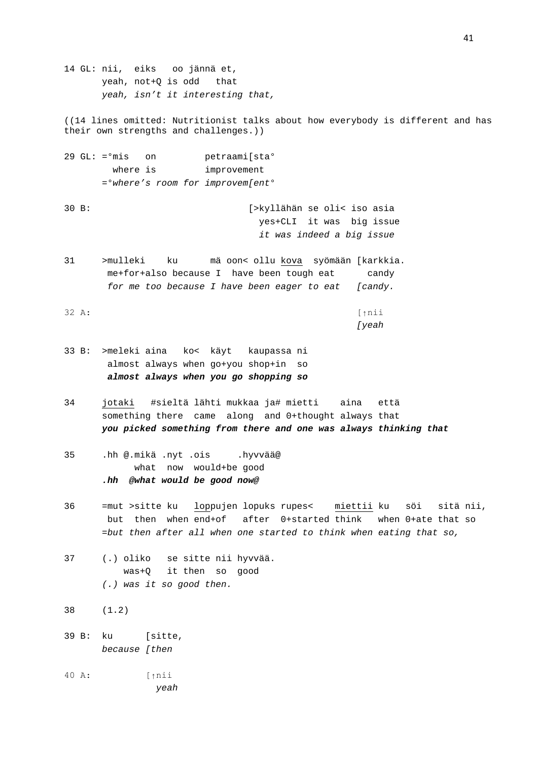```
14 GL: nii,  eiks   oo jännä et,
       yeah, not+Q is odd   that
       yeah, isn't it interesting that,
```

((14 lines omitted: Nutritionist talks about how everybody is different and has their own strengths and challenges.))

```
29 GL: =°mis   on         petraami[sta°
         where is         improvement
       =°where's room for improvem[ent°

30 B:                             [>kyllähän se oli< iso asia
                                    yes+CLI  it was  big issue
                                    it was indeed a big issue

31     >mulleki    ku      mä oon< ollu kova  syömään [karkkia.
        me+for+also because I  have been tough eat      candy
        for me too because I have been eager to eat   [candy.

32 A:                                                 [↑nii
                                                      [yeah

33 B:  >meleki aina   ko<  käyt   kaupassa ni
        almost always when go+you shop+in  so
        almost always when you go shopping so

34     jotaki   #sieltä lähti mukkaa ja# mietti    aina   että
       something there  came  along  and 0+thought always that
       you picked something from there and one was always thinking that

35     .hh @.mikä .nyt .ois     .hyvvää@
             what  now  would+be good
       .hh  @what would be good now@

36     =mut >sitte ku   loppujen lopuks rupes<    miettii ku   söi   sitä nii,
        but  then  when end+of   after  0+started think   when 0+ate that so
       =but then after all when one started to think when eating that so,

37     (.) oliko   se sitte nii hyvvää.
           was+Q   it then  so  good
       (.) was it so good then.

38     (1.2)

39 B:  ku      [sitte,
       because [then

40 A:          [↑nii
                yeah
```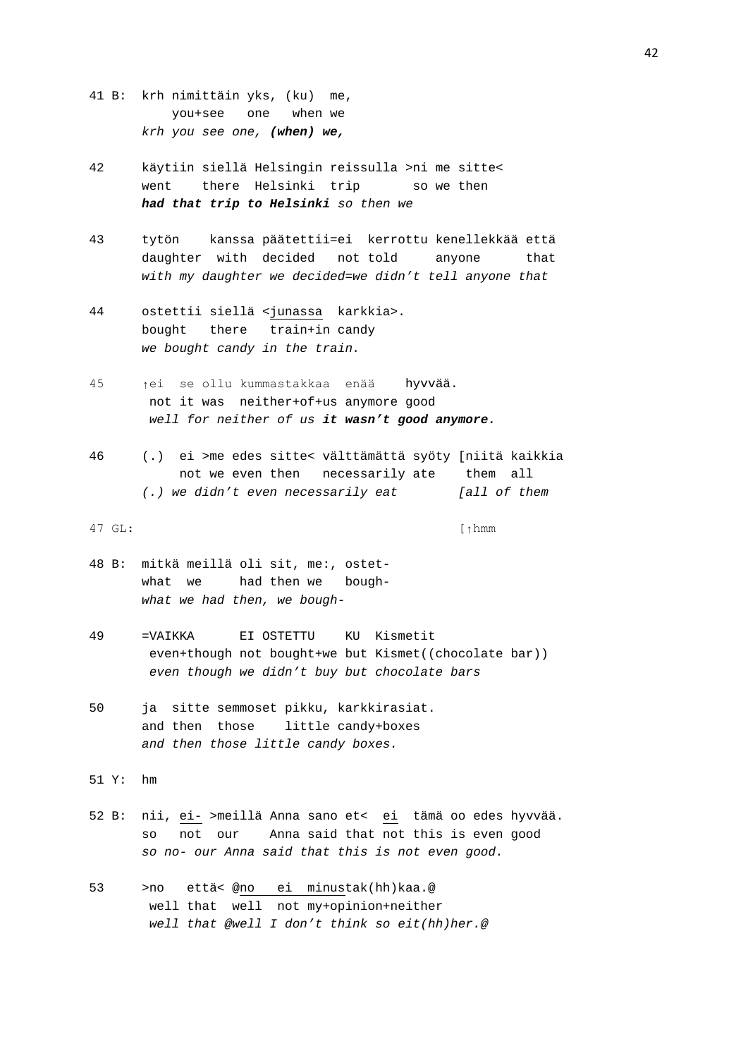```
41 B:  krh nimittäin yks, (ku)  me,
           you+see   one   when we
       krh you see one, (when) we,

42     käytiin siellä Helsingin reissulla >ni me sitte<
       went    there  Helsinki  trip       so we then
       had that trip to Helsinki so then we

43     tytön    kanssa päätettii=ei  kerrottu kenellekkää että
       daughter  with  decided   not told     anyone      that
       with my daughter we decided=we didn't tell anyone that

44     ostettii siellä <junassa  karkkia>.
       bought   there   train+in candy
       we bought candy in the train.

45     ↑ei  se ollu kummastakkaa  enää    hyvvää.
        not it was  neither+of+us anymore good
        well for neither of us it wasn't good anymore.

46     (.)  ei >me edes sitte< välttämättä syöty [niitä kaikkia
            not we even then   necessarily ate    them  all
       (.) we didn't even necessarily eat        [all of them

47 GL:                                           [↑hmm

48 B:  mitkä meillä oli sit, me:, ostet-
       what  we     had then we   bough-
       what we had then, we bough-

49     =VAIKKA      EI OSTETTU    KU  Kismetit
        even+though not bought+we but Kismet((chocolate bar))
        even though we didn't buy but chocolate bars

50     ja  sitte semmoset pikku, karkkirasiat.
       and then  those    little candy+boxes
       and then those little candy boxes.

51 Y:  hm

52 B:  nii, ei- >meillä Anna sano et<  ei  tämä oo edes hyvvää.
       so   not  our    Anna said that not this is even good
       so no- our Anna said that this is not even good.

53     >no   että< @no   ei  minustak(hh)kaa.@
        well that  well  not my+opinion+neither
        well that @well I don't think so eit(hh)her.@
```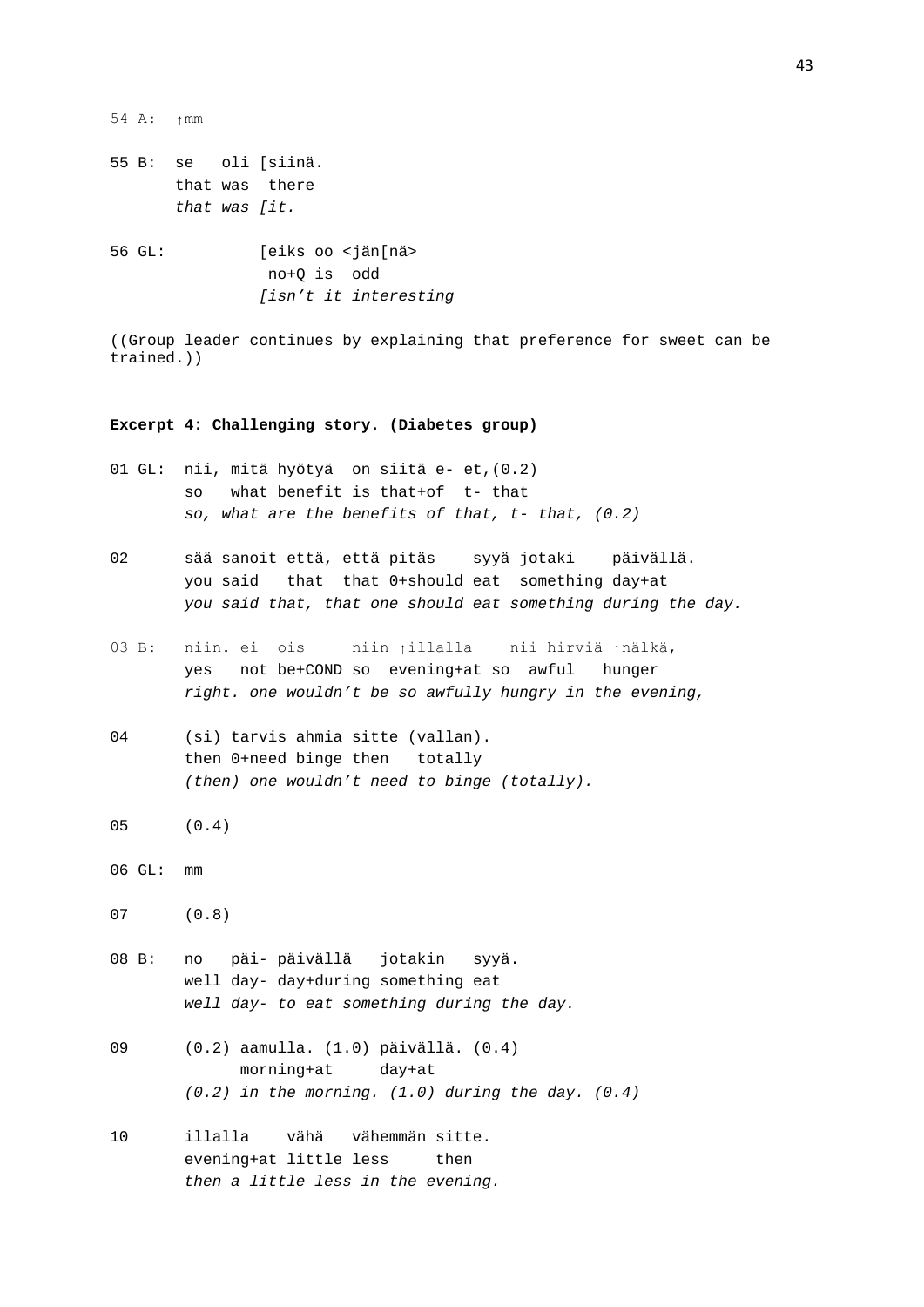```
54 A:  ↑mm

55 B:  se   oli [siinä.
       that was  there
       that was [it.

56 GL:          [eiks oo <jän[nä>
                 no+Q is  odd
                [isn't it interesting
```

((Group leader continues by explaining that preference for sweet can be trained.))

**Excerpt 4: Challenging story. (Diabetes group)**

```
01 GL:  nii, mitä hyötyä  on siitä e- et,(0.2)
        so   what benefit is that+of  t- that
        so, what are the benefits of that, t- that, (0.2)

02      sää sanoit että, että pitäs    syyä jotaki    päivällä.
        you said   that  that 0+should eat  something day+at
        you said that, that one should eat something during the day.

03 B:   niin. ei  ois     niin ↑illalla    nii hirviä ↑nälkä,
        yes   not be+COND so   evening+at so  awful   hunger
        right. one wouldn't be so awfully hungry in the evening,

04      (si) tarvis ahmia sitte (vallan).
        then 0+need binge then   totally
        (then) one wouldn't need to binge (totally).

05      (0.4)

06 GL:  mm

07      (0.8)

08 B:   no   päi- päivällä   jotakin   syyä.
        well day- day+during something eat
        well day- to eat something during the day.

09      (0.2) aamulla. (1.0) päivällä. (0.4)
              morning+at     day+at
        (0.2) in the morning. (1.0) during the day. (0.4)

10      illalla    vähä   vähemmän sitte.
        evening+at little less     then
        then a little less in the evening.
```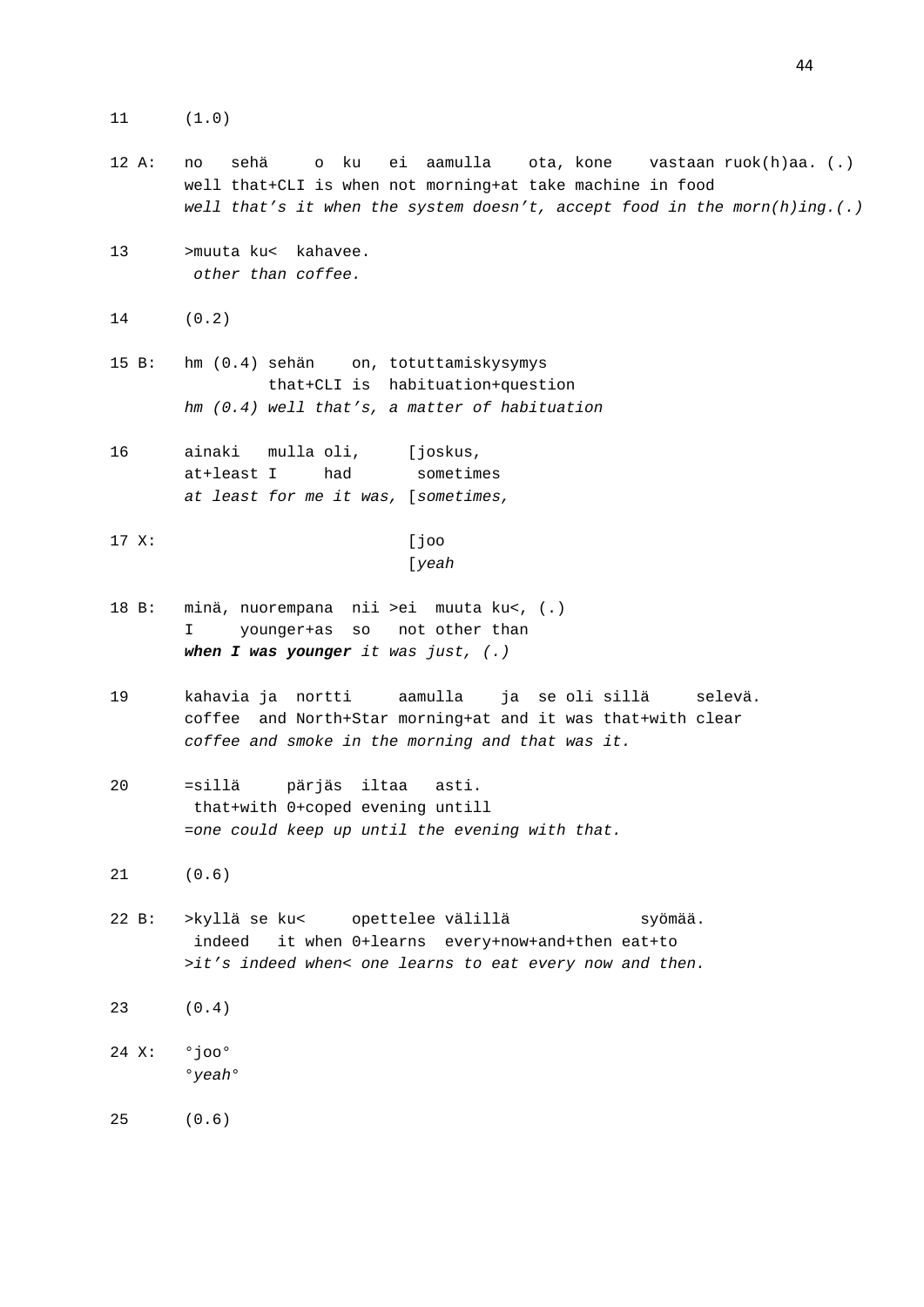```
11      (1.0)

12 A:   no   sehä     o  ku   ei  aamulla    ota, kone    vastaan ruok(h)aa. (.)
        well that+CLI is when not morning+at take machine in food
        well that’s it when the system doesn’t, accept food in the morn(h)ing.(.)

13      >muuta ku<  kahavee.
         other than coffee.

14      (0.2)

15 B:   hm (0.4) sehän    on, totuttamiskysymys
                 that+CLI is  habituation+question
        hm (0.4) well that’s, a matter of habituation

16      ainaki   mulla oli,     [joskus,
        at+least I     had       sometimes
        at least for me it was, [sometimes,

17 X:                           [joo
                                [yeah

18 B:   minä, nuorempana  nii >ei  muuta ku<, (.)
        I     younger+as  so   not other than
        when I was younger it was just, (.)

19      kahavia ja  nortti     aamulla    ja  se oli sillä     selevä.
        coffee  and North+Star morning+at and it was that+with clear
        coffee and smoke in the morning and that was it.

20      =sillä     pärjäs  iltaa   asti.
         that+with 0+coped evening untill
        =one could keep up until the evening with that.

21      (0.6)

22 B:   >kyllä se ku<     opettelee välillä              syömää.
         indeed   it when 0+learns  every+now+and+then eat+to
        >it’s indeed when< one learns to eat every now and then.

23      (0.4)

24 X:   °joo°
        °yeah°

25      (0.6)
```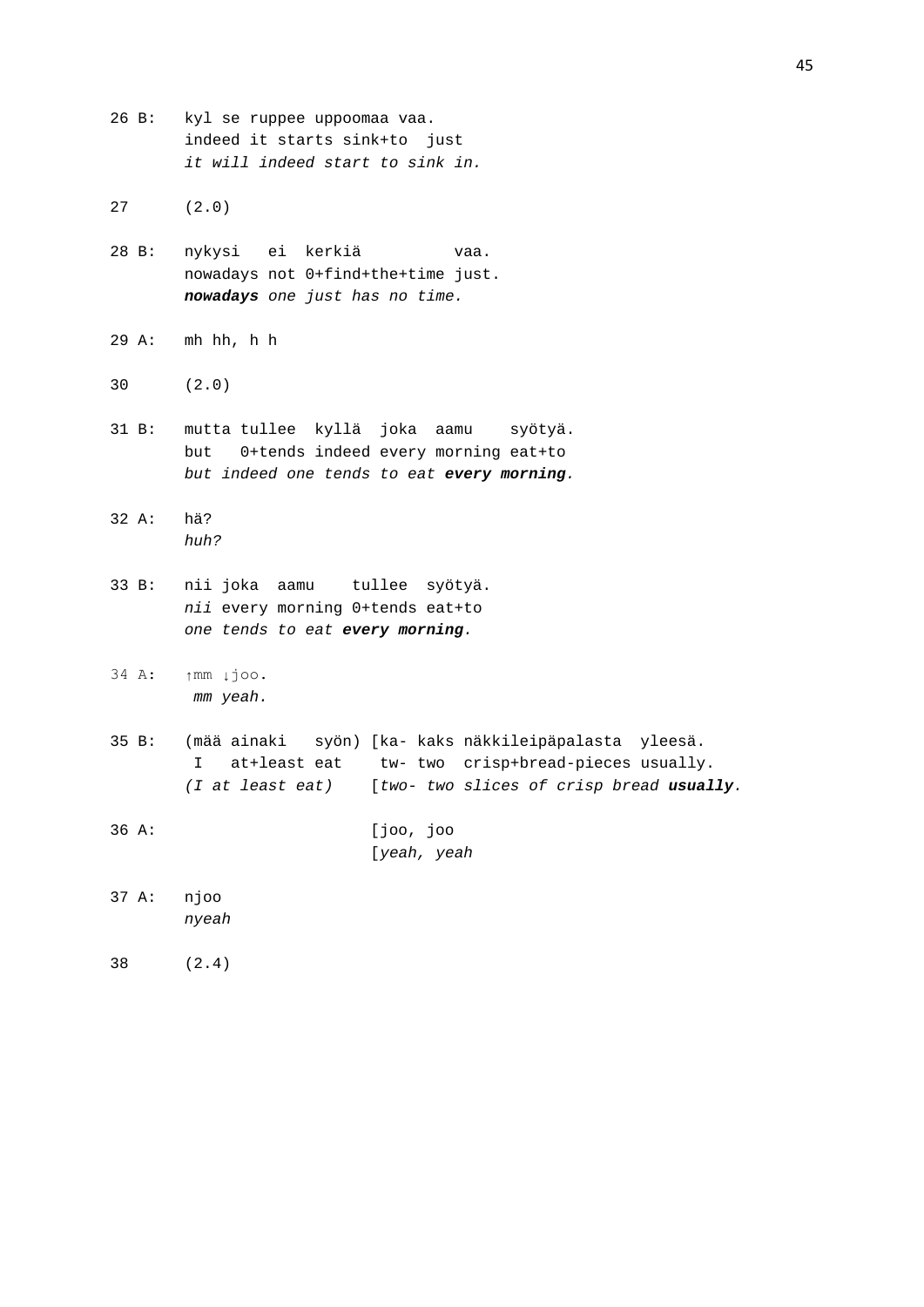```
26 B:   kyl se ruppee uppoomaa vaa.
        indeed it starts sink+to  just
        it will indeed start to sink in.

27      (2.0)

28 B:   nykysi   ei  kerkiä          vaa.
        nowadays not 0+find+the+time just.
        nowadays one just has no time.

29 A:   mh hh, h h

30      (2.0)

31 B:   mutta tullee  kyllä  joka  aamu    syötyä.
        but   0+tends indeed every morning eat+to
        but indeed one tends to eat every morning.

32 A:   hä?
        huh?

33 B:   nii joka  aamu    tullee  syötyä.
        nii every morning 0+tends eat+to
        one tends to eat every morning.

34 A:   ↑mm ↓joo.
         mm yeah.

35 B:   (mää ainaki   syön) [ka- kaks näkkileipäpalasta  yleesä.
         I   at+least eat    tw- two  crisp+bread-pieces usually.
        (I at least eat)    [two- two slices of crisp bread usually.

36 A:                       [joo, joo
                            [yeah, yeah

37 A:   njoo
        nyeah

38      (2.4)
```